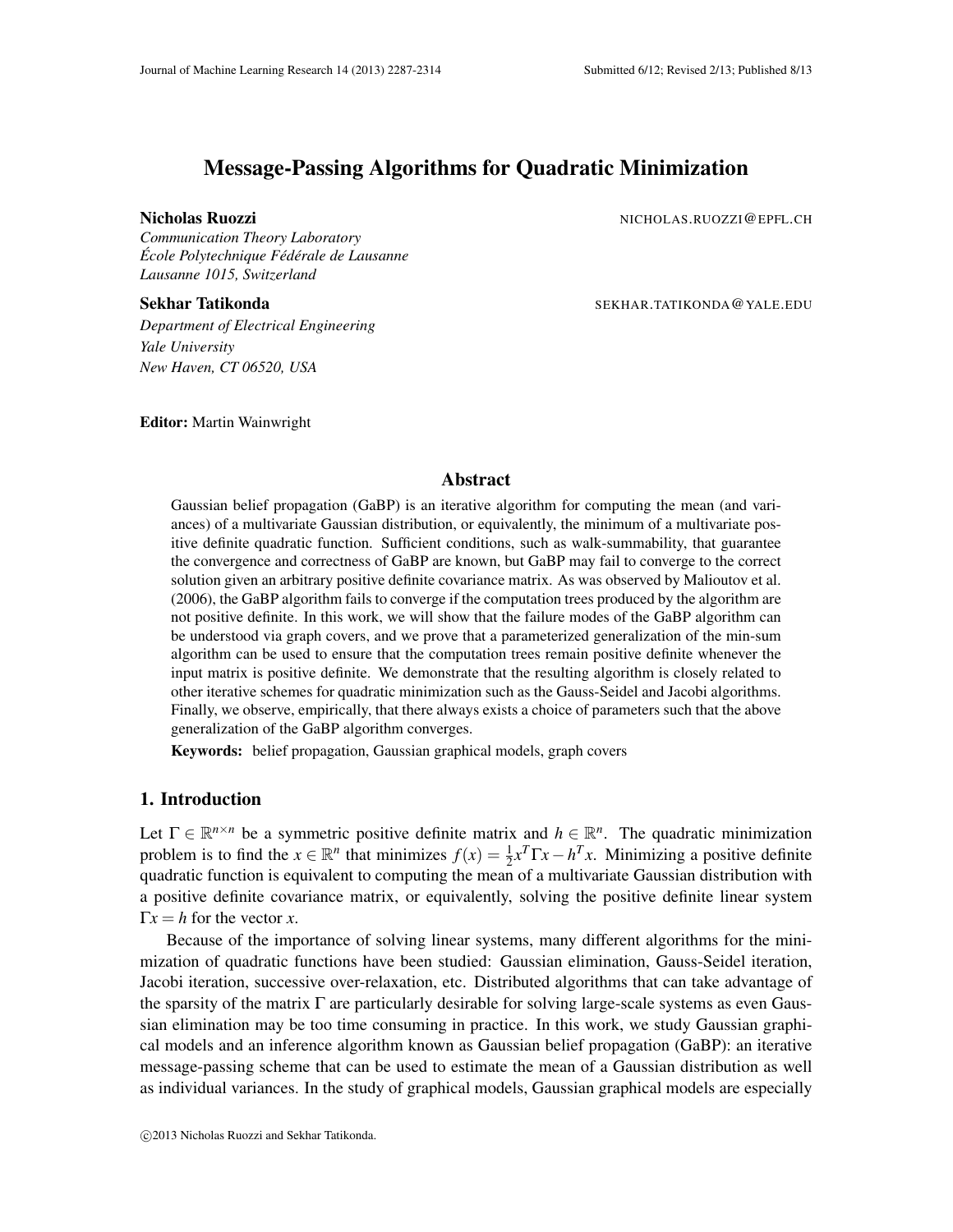# Message-Passing Algorithms for Quadratic Minimization

**Nicholas Ruozzi** NICHOLAS.RUOZZI@EPFL.CH

*Communication Theory Laboratory*
*École Polytechnique Fédérale de Lausanne*
*Lausanne 1015, Switzerland*

**Sekhar Tatikonda** SEKHAR.TATIKONDA@YALE.EDU

*Department of Electrical Engineering*
*Yale University*
*New Haven, CT 06520, USA*

**Editor:** Martin Wainwright

## Abstract

Gaussian belief propagation (GaBP) is an iterative algorithm for computing the mean (and variances) of a multivariate Gaussian distribution, or equivalently, the minimum of a multivariate positive definite quadratic function. Sufficient conditions, such as walk-summability, that guarantee the convergence and correctness of GaBP are known, but GaBP may fail to converge to the correct solution given an arbitrary positive definite covariance matrix. As was observed by Malioutov et al. (2006), the GaBP algorithm fails to converge if the computation trees produced by the algorithm are not positive definite. In this work, we will show that the failure modes of the GaBP algorithm can be understood via graph covers, and we prove that a parameterized generalization of the min-sum algorithm can be used to ensure that the computation trees remain positive definite whenever the input matrix is positive definite. We demonstrate that the resulting algorithm is closely related to other iterative schemes for quadratic minimization such as the Gauss-Seidel and Jacobi algorithms. Finally, we observe, empirically, that there always exists a choice of parameters such that the above generalization of the GaBP algorithm converges.

**Keywords:** belief propagation, Gaussian graphical models, graph covers

## 1. Introduction

Let $\Gamma \in \mathbb{R}^{n\times n}$ be a symmetric positive definite matrix and $h \in \mathbb{R}^n$. The quadratic minimization problem is to find the $x \in \mathbb{R}^n$ that minimizes $f(x) = \frac{1}{2}x^T\Gamma x - h^T x$. Minimizing a positive definite quadratic function is equivalent to computing the mean of a multivariate Gaussian distribution with a positive definite covariance matrix, or equivalently, solving the positive definite linear system $\Gamma x = h$ for the vector $x$.

Because of the importance of solving linear systems, many different algorithms for the minimization of quadratic functions have been studied: Gaussian elimination, Gauss-Seidel iteration, Jacobi iteration, successive over-relaxation, etc. Distributed algorithms that can take advantage of the sparsity of the matrix $\Gamma$ are particularly desirable for solving large-scale systems as even Gaussian elimination may be too time consuming in practice. In this work, we study Gaussian graphical models and an inference algorithm known as Gaussian belief propagation (GaBP): an iterative message-passing scheme that can be used to estimate the mean of a Gaussian distribution as well as individual variances. In the study of graphical models, Gaussian graphical models are especially

©2013 Nicholas Ruozzi and Sekhar Tatikonda.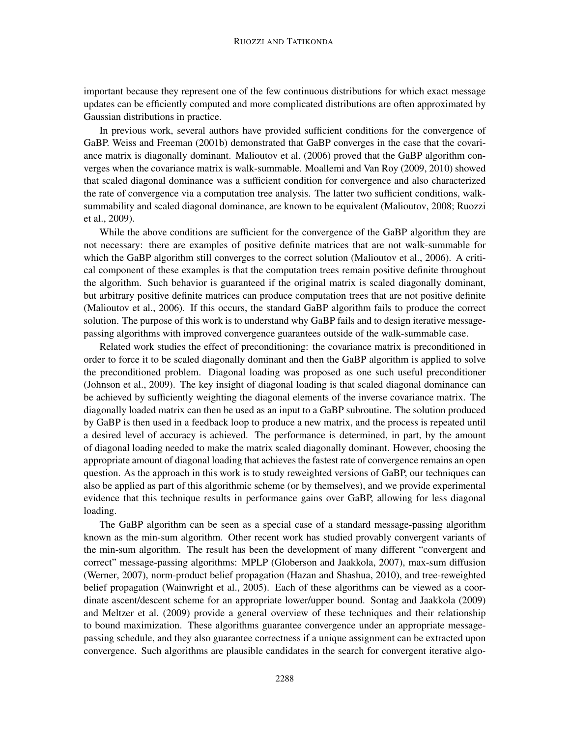important because they represent one of the few continuous distributions for which exact message updates can be efficiently computed and more complicated distributions are often approximated by Gaussian distributions in practice.

In previous work, several authors have provided sufficient conditions for the convergence of GaBP. Weiss and Freeman (2001b) demonstrated that GaBP converges in the case that the covariance matrix is diagonally dominant. Malioutov et al. (2006) proved that the GaBP algorithm converges when the covariance matrix is walk-summable. Moallemi and Van Roy (2009, 2010) showed that scaled diagonal dominance was a sufficient condition for convergence and also characterized the rate of convergence via a computation tree analysis. The latter two sufficient conditions, walk-summability and scaled diagonal dominance, are known to be equivalent (Malioutov, 2008; Ruozzi et al., 2009).

While the above conditions are sufficient for the convergence of the GaBP algorithm they are not necessary: there are examples of positive definite matrices that are not walk-summable for which the GaBP algorithm still converges to the correct solution (Malioutov et al., 2006). A critical component of these examples is that the computation trees remain positive definite throughout the algorithm. Such behavior is guaranteed if the original matrix is scaled diagonally dominant, but arbitrary positive definite matrices can produce computation trees that are not positive definite (Malioutov et al., 2006). If this occurs, the standard GaBP algorithm fails to produce the correct solution. The purpose of this work is to understand why GaBP fails and to design iterative message-passing algorithms with improved convergence guarantees outside of the walk-summable case.

Related work studies the effect of preconditioning: the covariance matrix is preconditioned in order to force it to be scaled diagonally dominant and then the GaBP algorithm is applied to solve the preconditioned problem. Diagonal loading was proposed as one such useful preconditioner (Johnson et al., 2009). The key insight of diagonal loading is that scaled diagonal dominance can be achieved by sufficiently weighting the diagonal elements of the inverse covariance matrix. The diagonally loaded matrix can then be used as an input to a GaBP subroutine. The solution produced by GaBP is then used in a feedback loop to produce a new matrix, and the process is repeated until a desired level of accuracy is achieved. The performance is determined, in part, by the amount of diagonal loading needed to make the matrix scaled diagonally dominant. However, choosing the appropriate amount of diagonal loading that achieves the fastest rate of convergence remains an open question. As the approach in this work is to study reweighted versions of GaBP, our techniques can also be applied as part of this algorithmic scheme (or by themselves), and we provide experimental evidence that this technique results in performance gains over GaBP, allowing for less diagonal loading.

The GaBP algorithm can be seen as a special case of a standard message-passing algorithm known as the min-sum algorithm. Other recent work has studied provably convergent variants of the min-sum algorithm. The result has been the development of many different "convergent and correct" message-passing algorithms: MPLP (Globerson and Jaakkola, 2007), max-sum diffusion (Werner, 2007), norm-product belief propagation (Hazan and Shashua, 2010), and tree-reweighted belief propagation (Wainwright et al., 2005). Each of these algorithms can be viewed as a coordinate ascent/descent scheme for an appropriate lower/upper bound. Sontag and Jaakkola (2009) and Meltzer et al. (2009) provide a general overview of these techniques and their relationship to bound maximization. These algorithms guarantee convergence under an appropriate message-passing schedule, and they also guarantee correctness if a unique assignment can be extracted upon convergence. Such algorithms are plausible candidates in the search for convergent iterative algo-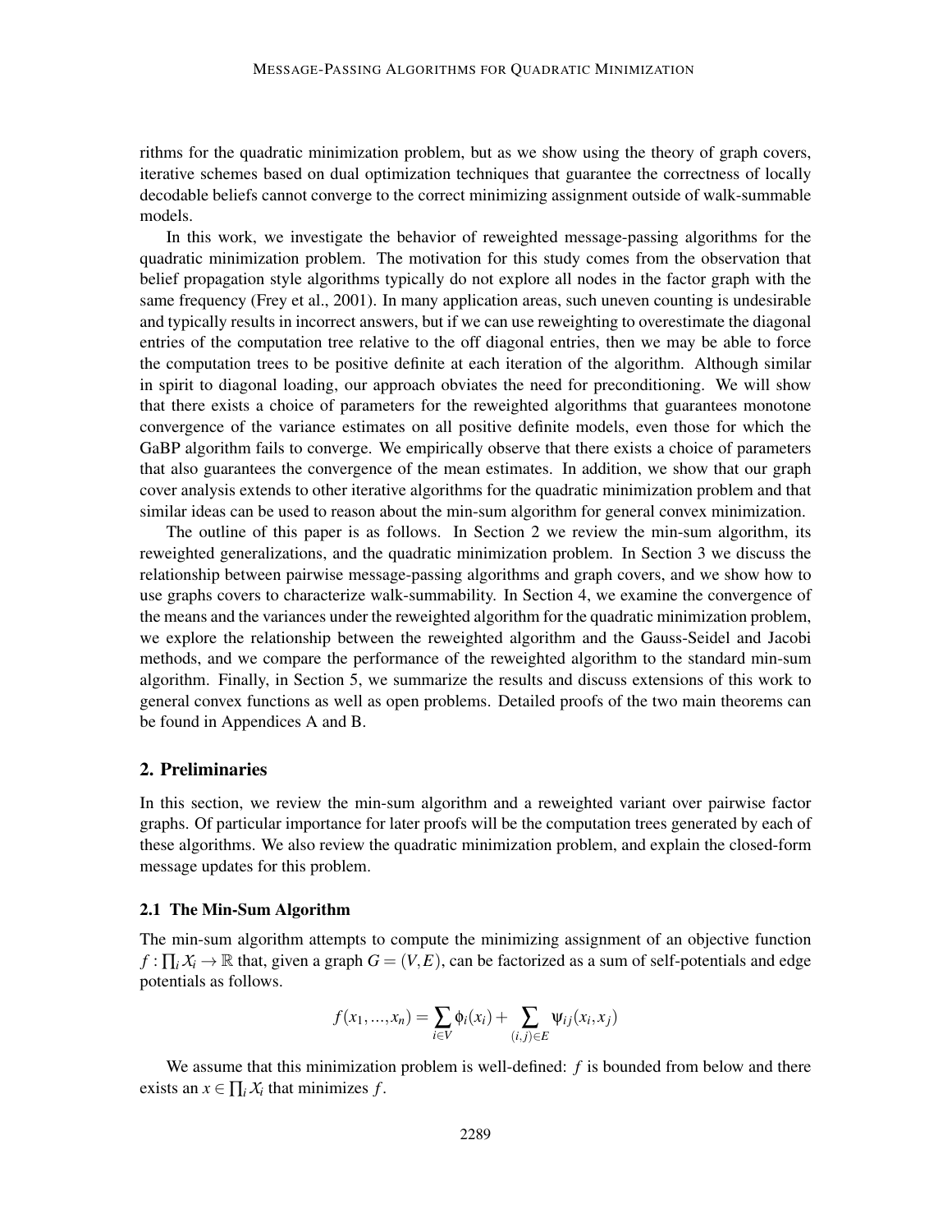rithms for the quadratic minimization problem, but as we show using the theory of graph covers, iterative schemes based on dual optimization techniques that guarantee the correctness of locally decodable beliefs cannot converge to the correct minimizing assignment outside of walk-summable models.

In this work, we investigate the behavior of reweighted message-passing algorithms for the quadratic minimization problem. The motivation for this study comes from the observation that belief propagation style algorithms typically do not explore all nodes in the factor graph with the same frequency (Frey et al., 2001). In many application areas, such uneven counting is undesirable and typically results in incorrect answers, but if we can use reweighting to overestimate the diagonal entries of the computation tree relative to the off diagonal entries, then we may be able to force the computation trees to be positive definite at each iteration of the algorithm. Although similar in spirit to diagonal loading, our approach obviates the need for preconditioning. We will show that there exists a choice of parameters for the reweighted algorithms that guarantees monotone convergence of the variance estimates on all positive definite models, even those for which the GaBP algorithm fails to converge. We empirically observe that there exists a choice of parameters that also guarantees the convergence of the mean estimates. In addition, we show that our graph cover analysis extends to other iterative algorithms for the quadratic minimization problem and that similar ideas can be used to reason about the min-sum algorithm for general convex minimization.

The outline of this paper is as follows. In Section 2 we review the min-sum algorithm, its reweighted generalizations, and the quadratic minimization problem. In Section 3 we discuss the relationship between pairwise message-passing algorithms and graph covers, and we show how to use graphs covers to characterize walk-summability. In Section 4, we examine the convergence of the means and the variances under the reweighted algorithm for the quadratic minimization problem, we explore the relationship between the reweighted algorithm and the Gauss-Seidel and Jacobi methods, and we compare the performance of the reweighted algorithm to the standard min-sum algorithm. Finally, in Section 5, we summarize the results and discuss extensions of this work to general convex functions as well as open problems. Detailed proofs of the two main theorems can be found in Appendices A and B.

## 2. Preliminaries

In this section, we review the min-sum algorithm and a reweighted variant over pairwise factor graphs. Of particular importance for later proofs will be the computation trees generated by each of these algorithms. We also review the quadratic minimization problem, and explain the closed-form message updates for this problem.

### 2.1 The Min-Sum Algorithm

The min-sum algorithm attempts to compute the minimizing assignment of an objective function $f : \prod_i \mathcal{X}_i \to \mathbb{R}$ that, given a graph $G = (V, E)$, can be factorized as a sum of self-potentials and edge potentials as follows.

$$f(x_1, ..., x_n) = \sum_{i \in V} \phi_i(x_i) + \sum_{(i,j) \in E} \psi_{ij}(x_i, x_j)$$

We assume that this minimization problem is well-defined: $f$ is bounded from below and there exists an $x \in \prod_i \mathcal{X}_i$ that minimizes $f$.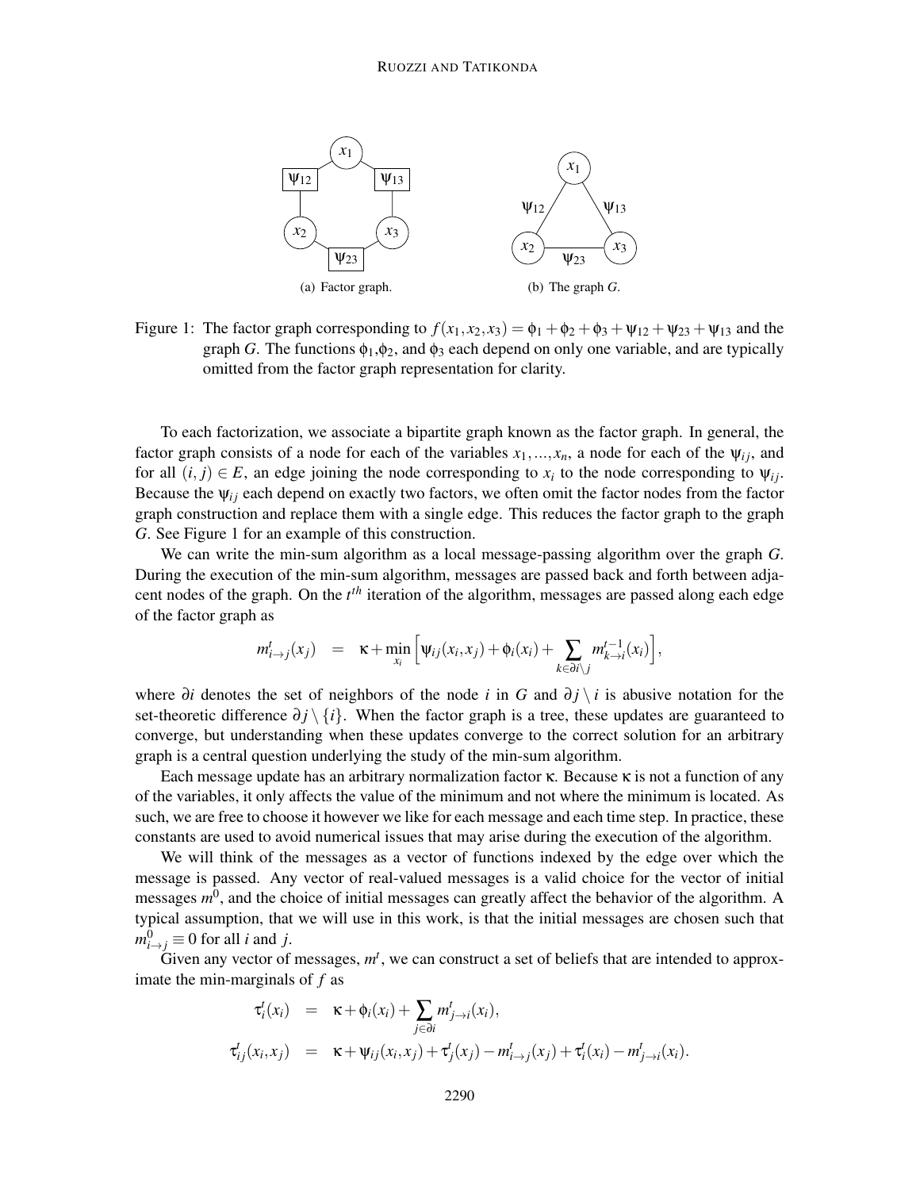(a) Factor graph.

(b) The graph $G$.

Figure 1: The factor graph corresponding to $f(x_1,x_2,x_3) = \phi_1 + \phi_2 + \phi_3 + \psi_{12} + \psi_{23} + \psi_{13}$ and the graph $G$. The functions $\phi_1, \phi_2$, and $\phi_3$ each depend on only one variable, and are typically omitted from the factor graph representation for clarity.

To each factorization, we associate a bipartite graph known as the factor graph. In general, the factor graph consists of a node for each of the variables $x_1,...,x_n$, a node for each of the $\psi_{ij}$, and for all $(i, j) \in E$, an edge joining the node corresponding to $x_i$ to the node corresponding to $\psi_{ij}$. Because the $\psi_{ij}$ each depend on exactly two factors, we often omit the factor nodes from the factor graph construction and replace them with a single edge. This reduces the factor graph to the graph $G$. See Figure 1 for an example of this construction.

We can write the min-sum algorithm as a local message-passing algorithm over the graph $G$. During the execution of the min-sum algorithm, messages are passed back and forth between adjacent nodes of the graph. On the $t^{th}$ iteration of the algorithm, messages are passed along each edge of the factor graph as

$$m^t_{i\to j}(x_j) \quad = \quad \kappa + \min_{x_i}\Big[\psi_{ij}(x_i,x_j) + \phi_i(x_i) + \sum_{k\in\partial i\setminus j} m^{t-1}_{k\to i}(x_i)\Big],$$

where $\partial i$ denotes the set of neighbors of the node $i$ in $G$ and $\partial j \setminus i$ is abusive notation for the set-theoretic difference $\partial j \setminus \{i\}$. When the factor graph is a tree, these updates are guaranteed to converge, but understanding when these updates converge to the correct solution for an arbitrary graph is a central question underlying the study of the min-sum algorithm.

Each message update has an arbitrary normalization factor $\kappa$. Because $\kappa$ is not a function of any of the variables, it only affects the value of the minimum and not where the minimum is located. As such, we are free to choose it however we like for each message and each time step. In practice, these constants are used to avoid numerical issues that may arise during the execution of the algorithm.

We will think of the messages as a vector of functions indexed by the edge over which the message is passed. Any vector of real-valued messages is a valid choice for the vector of initial messages $m^0$, and the choice of initial messages can greatly affect the behavior of the algorithm. A typical assumption, that we will use in this work, is that the initial messages are chosen such that $m^0_{i\to j} \equiv 0$ for all $i$ and $j$.

Given any vector of messages, $m^t$, we can construct a set of beliefs that are intended to approximate the min-marginals of $f$ as

$$\tau^t_i(x_i) \quad = \quad \kappa + \phi_i(x_i) + \sum_{j\in\partial i} m^t_{j\to i}(x_i),$$

$$\tau^t_{ij}(x_i,x_j) \quad = \quad \kappa + \psi_{ij}(x_i,x_j) + \tau^t_j(x_j) - m^t_{i\to j}(x_j) + \tau^t_i(x_i) - m^t_{j\to i}(x_i).$$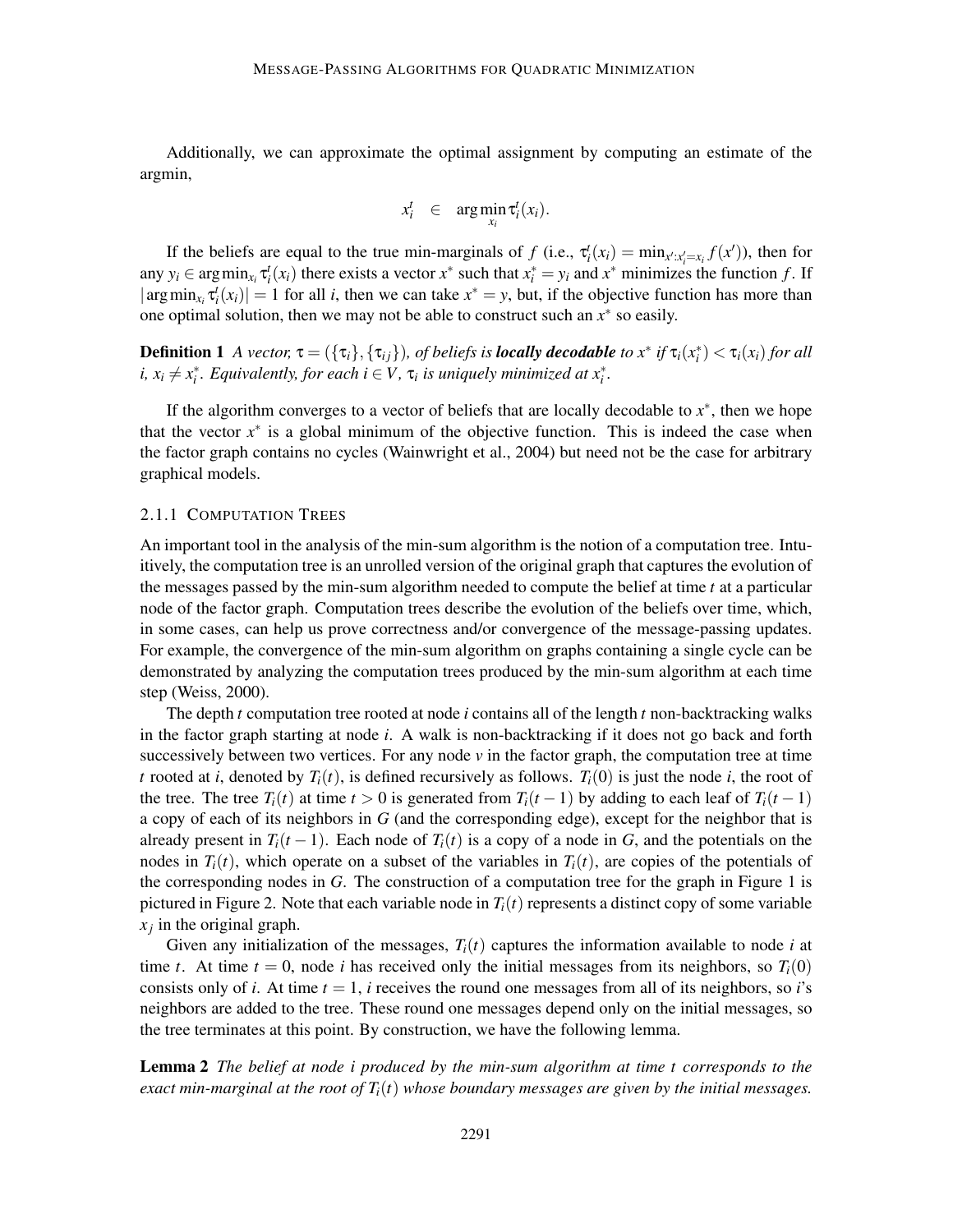Additionally, we can approximate the optimal assignment by computing an estimate of the argmin,

$$x_i^t \in \arg\min_{x_i} \tau_i^t(x_i).$$

If the beliefs are equal to the true min-marginals of $f$ (i.e., $\tau_i^t(x_i) = \min_{x': x'_i = x_i} f(x')$), then for any $y_i \in \arg\min_{x_i} \tau_i^t(x_i)$ there exists a vector $x^*$ such that $x_i^* = y_i$ and $x^*$ minimizes the function $f$. If $|\arg\min_{x_i} \tau_i^t(x_i)| = 1$ for all $i$, then we can take $x^* = y$, but, if the objective function has more than one optimal solution, then we may not be able to construct such an $x^*$ so easily.

**Definition 1** *A vector, $\tau = (\{\tau_i\}, \{\tau_{ij}\})$, of beliefs is **locally decodable** to $x^*$ if $\tau_i(x_i^*) < \tau_i(x_i)$ for all $i$, $x_i \neq x_i^*$. Equivalently, for each $i \in V$, $\tau_i$ is uniquely minimized at $x_i^*$.*

If the algorithm converges to a vector of beliefs that are locally decodable to $x^*$, then we hope that the vector $x^*$ is a global minimum of the objective function. This is indeed the case when the factor graph contains no cycles (Wainwright et al., 2004) but need not be the case for arbitrary graphical models.

### 2.1.1 Computation Trees

An important tool in the analysis of the min-sum algorithm is the notion of a computation tree. Intuitively, the computation tree is an unrolled version of the original graph that captures the evolution of the messages passed by the min-sum algorithm needed to compute the belief at time $t$ at a particular node of the factor graph. Computation trees describe the evolution of the beliefs over time, which, in some cases, can help us prove correctness and/or convergence of the message-passing updates. For example, the convergence of the min-sum algorithm on graphs containing a single cycle can be demonstrated by analyzing the computation trees produced by the min-sum algorithm at each time step (Weiss, 2000).

The depth $t$ computation tree rooted at node $i$ contains all of the length $t$ non-backtracking walks in the factor graph starting at node $i$. A walk is non-backtracking if it does not go back and forth successively between two vertices. For any node $v$ in the factor graph, the computation tree at time $t$ rooted at $i$, denoted by $T_i(t)$, is defined recursively as follows. $T_i(0)$ is just the node $i$, the root of the tree. The tree $T_i(t)$ at time $t > 0$ is generated from $T_i(t-1)$ by adding to each leaf of $T_i(t-1)$ a copy of each of its neighbors in $G$ (and the corresponding edge), except for the neighbor that is already present in $T_i(t-1)$. Each node of $T_i(t)$ is a copy of a node in $G$, and the potentials on the nodes in $T_i(t)$, which operate on a subset of the variables in $T_i(t)$, are copies of the potentials of the corresponding nodes in $G$. The construction of a computation tree for the graph in Figure 1 is pictured in Figure 2. Note that each variable node in $T_i(t)$ represents a distinct copy of some variable $x_j$ in the original graph.

Given any initialization of the messages, $T_i(t)$ captures the information available to node $i$ at time $t$. At time $t = 0$, node $i$ has received only the initial messages from its neighbors, so $T_i(0)$ consists only of $i$. At time $t = 1$, $i$ receives the round one messages from all of its neighbors, so $i$'s neighbors are added to the tree. These round one messages depend only on the initial messages, so the tree terminates at this point. By construction, we have the following lemma.

**Lemma 2** *The belief at node $i$ produced by the min-sum algorithm at time $t$ corresponds to the exact min-marginal at the root of $T_i(t)$ whose boundary messages are given by the initial messages.*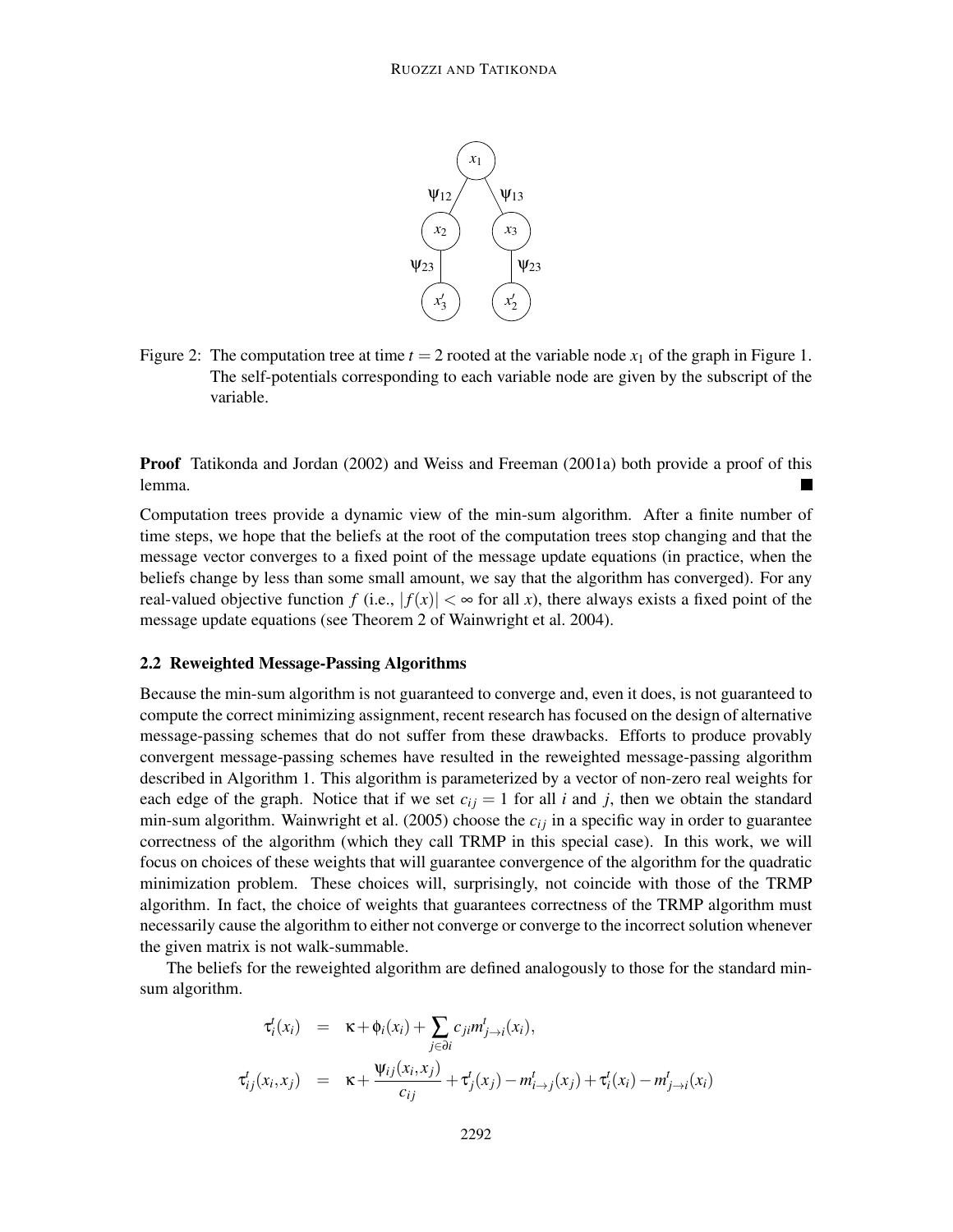Figure 2: The computation tree at time $t = 2$ rooted at the variable node $x_1$ of the graph in Figure 1. The self-potentials corresponding to each variable node are given by the subscript of the variable.

**Proof** Tatikonda and Jordan (2002) and Weiss and Freeman (2001a) both provide a proof of this lemma. ■

Computation trees provide a dynamic view of the min-sum algorithm. After a finite number of time steps, we hope that the beliefs at the root of the computation trees stop changing and that the message vector converges to a fixed point of the message update equations (in practice, when the beliefs change by less than some small amount, we say that the algorithm has converged). For any real-valued objective function $f$ (i.e., $|f(x)| < \infty$ for all $x$), there always exists a fixed point of the message update equations (see Theorem 2 of Wainwright et al. 2004).

### 2.2 Reweighted Message-Passing Algorithms

Because the min-sum algorithm is not guaranteed to converge and, even it does, is not guaranteed to compute the correct minimizing assignment, recent research has focused on the design of alternative message-passing schemes that do not suffer from these drawbacks. Efforts to produce provably convergent message-passing schemes have resulted in the reweighted message-passing algorithm described in Algorithm 1. This algorithm is parameterized by a vector of non-zero real weights for each edge of the graph. Notice that if we set $c_{ij} = 1$ for all $i$ and $j$, then we obtain the standard min-sum algorithm. Wainwright et al. (2005) choose the $c_{ij}$ in a specific way in order to guarantee correctness of the algorithm (which they call TRMP in this special case). In this work, we will focus on choices of these weights that will guarantee convergence of the algorithm for the quadratic minimization problem. These choices will, surprisingly, not coincide with those of the TRMP algorithm. In fact, the choice of weights that guarantees correctness of the TRMP algorithm must necessarily cause the algorithm to either not converge or converge to the incorrect solution whenever the given matrix is not walk-summable.

The beliefs for the reweighted algorithm are defined analogously to those for the standard min-sum algorithm.

$$
\begin{aligned}
\tau_i^t(x_i) &= \kappa + \phi_i(x_i) + \sum_{j \in \partial i} c_{ji} m_{j \to i}^t(x_i), \\
\tau_{ij}^t(x_i, x_j) &= \kappa + \frac{\psi_{ij}(x_i, x_j)}{c_{ij}} + \tau_j^t(x_j) - m_{i \to j}^t(x_j) + \tau_i^t(x_i) - m_{j \to i}^t(x_i)
\end{aligned}
$$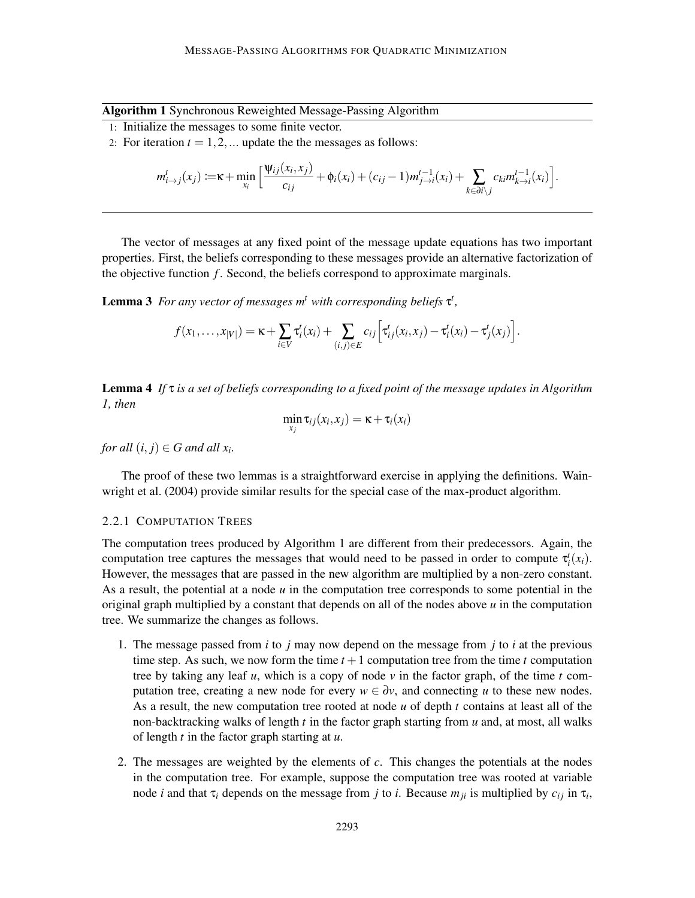**Algorithm 1** Synchronous Reweighted Message-Passing Algorithm

1: Initialize the messages to some finite vector.

2: For iteration $t = 1, 2, ...$ update the the messages as follows:

$$m^t_{i\to j}(x_j) := \kappa + \min_{x_i} \Big[ \frac{\psi_{ij}(x_i, x_j)}{c_{ij}} + \phi_i(x_i) + (c_{ij} - 1) m^{t-1}_{j\to i}(x_i) + \sum_{k\in\partial i\setminus j} c_{ki} m^{t-1}_{k\to i}(x_i) \Big].$$

The vector of messages at any fixed point of the message update equations has two important properties. First, the beliefs corresponding to these messages provide an alternative factorization of the objective function $f$. Second, the beliefs correspond to approximate marginals.

**Lemma 3** *For any vector of messages $m^t$ with corresponding beliefs $\tau^t$,*

$$f(x_1, \ldots, x_{|V|}) = \kappa + \sum_{i\in V} \tau^t_i(x_i) + \sum_{(i,j)\in E} c_{ij} \Big[ \tau^t_{ij}(x_i, x_j) - \tau^t_i(x_i) - \tau^t_j(x_j) \Big].$$

**Lemma 4** *If $\tau$ is a set of beliefs corresponding to a fixed point of the message updates in Algorithm 1, then*

$$\min_{x_j} \tau_{ij}(x_i, x_j) = \kappa + \tau_i(x_i)$$

*for all $(i, j) \in G$ and all $x_i$.*

The proof of these two lemmas is a straightforward exercise in applying the definitions. Wainwright et al. (2004) provide similar results for the special case of the max-product algorithm.

#### 2.2.1 Computation Trees

The computation trees produced by Algorithm 1 are different from their predecessors. Again, the computation tree captures the messages that would need to be passed in order to compute $\tau^t_i(x_i)$. However, the messages that are passed in the new algorithm are multiplied by a non-zero constant. As a result, the potential at a node $u$ in the computation tree corresponds to some potential in the original graph multiplied by a constant that depends on all of the nodes above $u$ in the computation tree. We summarize the changes as follows.

1. The message passed from $i$ to $j$ may now depend on the message from $j$ to $i$ at the previous time step. As such, we now form the time $t+1$ computation tree from the time $t$ computation tree by taking any leaf $u$, which is a copy of node $v$ in the factor graph, of the time $t$ computation tree, creating a new node for every $w \in \partial v$, and connecting $u$ to these new nodes. As a result, the new computation tree rooted at node $u$ of depth $t$ contains at least all of the non-backtracking walks of length $t$ in the factor graph starting from $u$ and, at most, all walks of length $t$ in the factor graph starting at $u$.

2. The messages are weighted by the elements of $c$. This changes the potentials at the nodes in the computation tree. For example, suppose the computation tree was rooted at variable node $i$ and that $\tau_i$ depends on the message from $j$ to $i$. Because $m_{ji}$ is multiplied by $c_{ij}$ in $\tau_i$,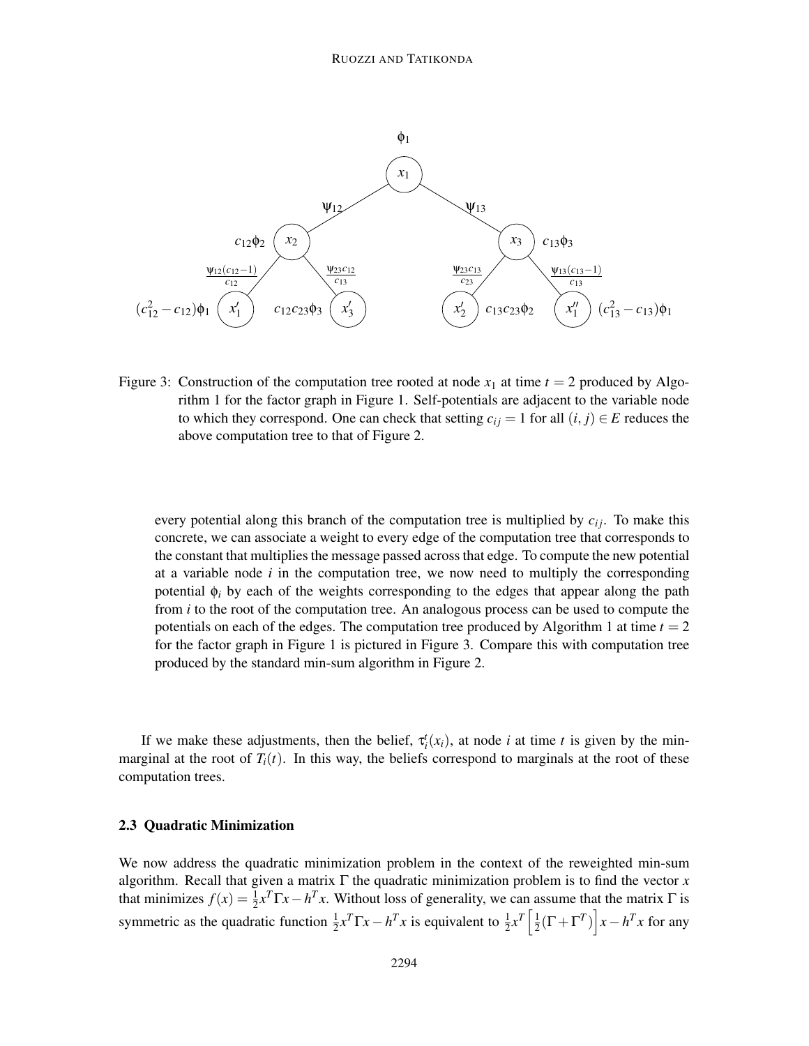Figure 3: Construction of the computation tree rooted at node $x_1$ at time $t = 2$ produced by Algorithm 1 for the factor graph in Figure 1. Self-potentials are adjacent to the variable node to which they correspond. One can check that setting $c_{ij} = 1$ for all $(i, j) \in E$ reduces the above computation tree to that of Figure 2.

every potential along this branch of the computation tree is multiplied by $c_{ij}$. To make this concrete, we can associate a weight to every edge of the computation tree that corresponds to the constant that multiplies the message passed across that edge. To compute the new potential at a variable node $i$ in the computation tree, we now need to multiply the corresponding potential $\phi_i$ by each of the weights corresponding to the edges that appear along the path from $i$ to the root of the computation tree. An analogous process can be used to compute the potentials on each of the edges. The computation tree produced by Algorithm 1 at time $t = 2$ for the factor graph in Figure 1 is pictured in Figure 3. Compare this with computation tree produced by the standard min-sum algorithm in Figure 2.

If we make these adjustments, then the belief, $\tau_i^t(x_i)$, at node $i$ at time $t$ is given by the min-marginal at the root of $T_i(t)$. In this way, the beliefs correspond to marginals at the root of these computation trees.

### 2.3 Quadratic Minimization

We now address the quadratic minimization problem in the context of the reweighted min-sum algorithm. Recall that given a matrix $\Gamma$ the quadratic minimization problem is to find the vector $x$ that minimizes $f(x) = \frac{1}{2}x^T\Gamma x - h^T x$. Without loss of generality, we can assume that the matrix $\Gamma$ is symmetric as the quadratic function $\frac{1}{2}x^T\Gamma x - h^T x$ is equivalent to $\frac{1}{2}x^T\left[\frac{1}{2}(\Gamma + \Gamma^T)\right]x - h^T x$ for any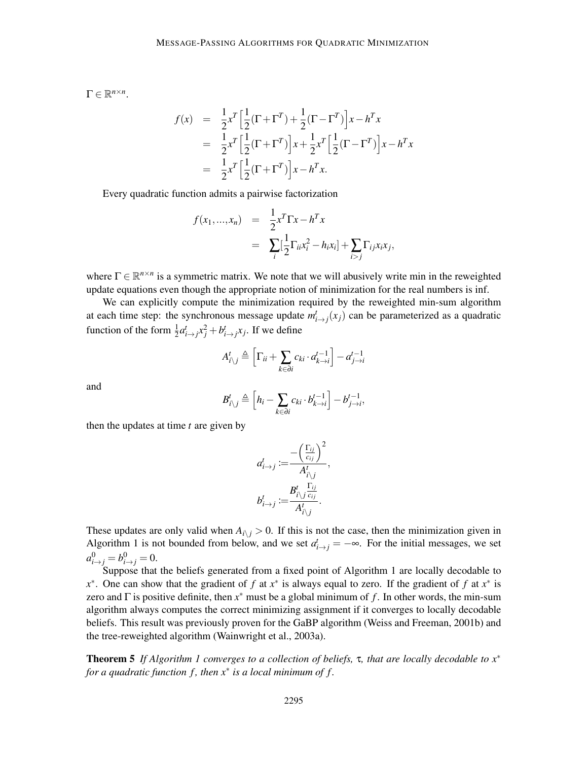$\Gamma \in \mathbb{R}^{n\times n}$.

$$
\begin{aligned}
f(x) &= \frac{1}{2}x^T\Big[\frac{1}{2}(\Gamma+\Gamma^T)+\frac{1}{2}(\Gamma-\Gamma^T)\Big]x - h^T x \\
&= \frac{1}{2}x^T\Big[\frac{1}{2}(\Gamma+\Gamma^T)\Big]x + \frac{1}{2}x^T\Big[\frac{1}{2}(\Gamma-\Gamma^T)\Big]x - h^T x \\
&= \frac{1}{2}x^T\Big[\frac{1}{2}(\Gamma+\Gamma^T)\Big]x - h^T x.
\end{aligned}
$$

Every quadratic function admits a pairwise factorization

$$
\begin{aligned}
f(x_1,\ldots,x_n) &= \frac{1}{2}x^T\Gamma x - h^T x \\
&= \sum_i\Big[\frac{1}{2}\Gamma_{ii}x_i^2 - h_i x_i\Big] + \sum_{i>j}\Gamma_{ij}x_i x_j,
\end{aligned}
$$

where $\Gamma \in \mathbb{R}^{n\times n}$ is a symmetric matrix. We note that we will abusively write min in the reweighted update equations even though the appropriate notion of minimization for the real numbers is inf.

We can explicitly compute the minimization required by the reweighted min-sum algorithm at each time step: the synchronous message update $m^t_{i\to j}(x_j)$ can be parameterized as a quadratic function of the form $\frac{1}{2}a^t_{i\to j}x_j^2 + b^t_{i\to j}x_j$. If we define

$$
A^t_{i\setminus j} \triangleq \Big[\Gamma_{ii} + \sum_{k\in\partial i} c_{ki}\cdot a^{t-1}_{k\to i}\Big] - a^{t-1}_{j\to i}
$$

and

$$
B^t_{i\setminus j} \triangleq \Big[h_i - \sum_{k\in\partial i} c_{ki}\cdot b^{t-1}_{k\to i}\Big] - b^{t-1}_{j\to i},
$$

then the updates at time $t$ are given by

$$
\begin{aligned}
a^t_{i\to j} &:= \frac{-\left(\frac{\Gamma_{ij}}{c_{ij}}\right)^2}{A^t_{i\setminus j}}, \\
b^t_{i\to j} &:= \frac{B^t_{i\setminus j}\frac{\Gamma_{ij}}{c_{ij}}}{A^t_{i\setminus j}}.
\end{aligned}
$$

These updates are only valid when $A_{i\setminus j} > 0$. If this is not the case, then the minimization given in Algorithm 1 is not bounded from below, and we set $a^t_{i\to j} = -\infty$. For the initial messages, we set $a^0_{i\to j} = b^0_{i\to j} = 0$.

Suppose that the beliefs generated from a fixed point of Algorithm 1 are locally decodable to $x^*$. One can show that the gradient of $f$ at $x^*$ is always equal to zero. If the gradient of $f$ at $x^*$ is zero and $\Gamma$ is positive definite, then $x^*$ must be a global minimum of $f$. In other words, the min-sum algorithm always computes the correct minimizing assignment if it converges to locally decodable beliefs. This result was previously proven for the GaBP algorithm (Weiss and Freeman, 2001b) and the tree-reweighted algorithm (Wainwright et al., 2003a).

**Theorem 5** *If Algorithm 1 converges to a collection of beliefs, $\tau$, that are locally decodable to $x^*$ for a quadratic function $f$, then $x^*$ is a local minimum of $f$.*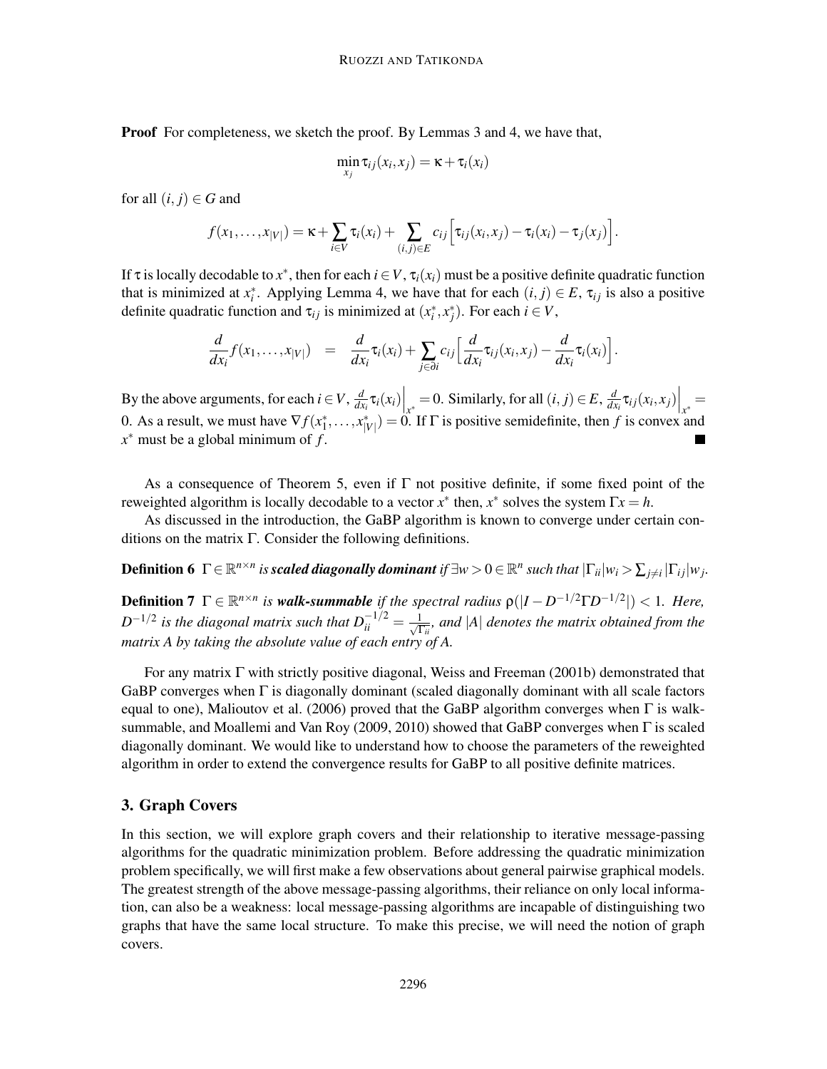**Proof** For completeness, we sketch the proof. By Lemmas 3 and 4, we have that,

$$\min_{x_j} \tau_{ij}(x_i, x_j) = \kappa + \tau_i(x_i)$$

for all $(i, j) \in G$ and

$$f(x_1, \ldots, x_{|V|}) = \kappa + \sum_{i \in V} \tau_i(x_i) + \sum_{(i,j) \in E} c_{ij} \Big[ \tau_{ij}(x_i, x_j) - \tau_i(x_i) - \tau_j(x_j) \Big].$$

If $\tau$ is locally decodable to $x^*$, then for each $i \in V$, $\tau_i(x_i)$ must be a positive definite quadratic function that is minimized at $x_i^*$. Applying Lemma 4, we have that for each $(i, j) \in E$, $\tau_{ij}$ is also a positive definite quadratic function and $\tau_{ij}$ is minimized at $(x_i^*, x_j^*)$. For each $i \in V$,

$$\frac{d}{dx_i} f(x_1, \ldots, x_{|V|}) \quad = \quad \frac{d}{dx_i} \tau_i(x_i) + \sum_{j \in \partial i} c_{ij} \Big[ \frac{d}{dx_i} \tau_{ij}(x_i, x_j) - \frac{d}{dx_i} \tau_i(x_i) \Big].$$

By the above arguments, for each $i \in V$, $\frac{d}{dx_i} \tau_i(x_i)\Big|_{x^*} = 0$. Similarly, for all $(i, j) \in E$, $\frac{d}{dx_i} \tau_{ij}(x_i, x_j)\Big|_{x^*} = 0$. As a result, we must have $\nabla f(x_1^*, \ldots, x_{|V|}^*) = 0$. If $\Gamma$ is positive semidefinite, then $f$ is convex and $x^*$ must be a global minimum of $f$. ■

As a consequence of Theorem 5, even if $\Gamma$ not positive definite, if some fixed point of the reweighted algorithm is locally decodable to a vector $x^*$ then, $x^*$ solves the system $\Gamma x = h$.

As discussed in the introduction, the GaBP algorithm is known to converge under certain conditions on the matrix $\Gamma$. Consider the following definitions.

**Definition 6** *$\Gamma \in \mathbb{R}^{n \times n}$ is* ***scaled diagonally dominant*** *if $\exists w > 0 \in \mathbb{R}^n$ such that $|\Gamma_{ii}| w_i > \sum_{j \neq i} |\Gamma_{ij}| w_j$.*

**Definition 7** *$\Gamma \in \mathbb{R}^{n \times n}$ is* ***walk-summable*** *if the spectral radius $\rho(|I - D^{-1/2} \Gamma D^{-1/2}|) < 1$. Here, $D^{-1/2}$ is the diagonal matrix such that $D^{-1/2}_{ii} = \frac{1}{\sqrt{\Gamma_{ii}}}$, and $|A|$ denotes the matrix obtained from the matrix $A$ by taking the absolute value of each entry of $A$.*

For any matrix $\Gamma$ with strictly positive diagonal, Weiss and Freeman (2001b) demonstrated that GaBP converges when $\Gamma$ is diagonally dominant (scaled diagonally dominant with all scale factors equal to one), Malioutov et al. (2006) proved that the GaBP algorithm converges when $\Gamma$ is walk-summable, and Moallemi and Van Roy (2009, 2010) showed that GaBP converges when $\Gamma$ is scaled diagonally dominant. We would like to understand how to choose the parameters of the reweighted algorithm in order to extend the convergence results for GaBP to all positive definite matrices.

## 3. Graph Covers

In this section, we will explore graph covers and their relationship to iterative message-passing algorithms for the quadratic minimization problem. Before addressing the quadratic minimization problem specifically, we will first make a few observations about general pairwise graphical models. The greatest strength of the above message-passing algorithms, their reliance on only local information, can also be a weakness: local message-passing algorithms are incapable of distinguishing two graphs that have the same local structure. To make this precise, we will need the notion of graph covers.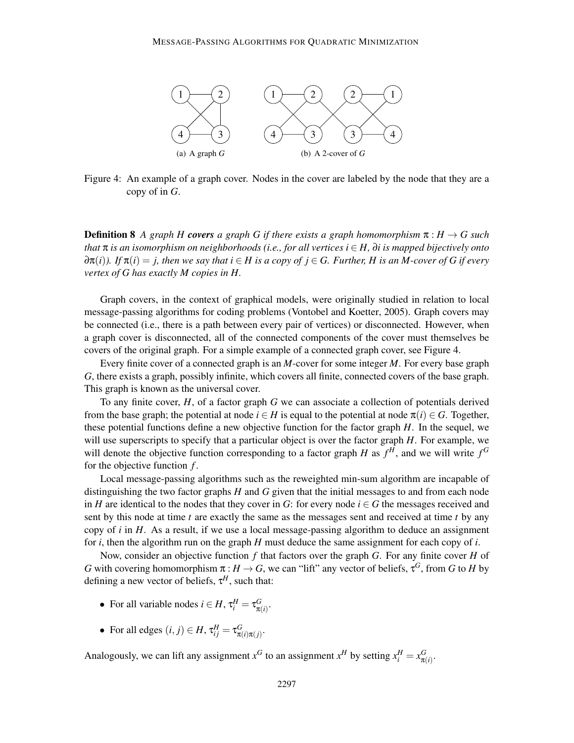(a) A graph $G$

(b) A 2-cover of $G$

Figure 4: An example of a graph cover. Nodes in the cover are labeled by the node that they are a copy of in $G$.

**Definition 8** *A graph $H$ **covers** a graph $G$ if there exists a graph homomorphism $\pi : H \to G$ such that $\pi$ is an isomorphism on neighborhoods (i.e., for all vertices $i \in H$, $\partial i$ is mapped bijectively onto $\partial \pi(i)$). If $\pi(i) = j$, then we say that $i \in H$ is a copy of $j \in G$. Further, $H$ is an $M$-cover of $G$ if every vertex of $G$ has exactly $M$ copies in $H$.*

Graph covers, in the context of graphical models, were originally studied in relation to local message-passing algorithms for coding problems (Vontobel and Koetter, 2005). Graph covers may be connected (i.e., there is a path between every pair of vertices) or disconnected. However, when a graph cover is disconnected, all of the connected components of the cover must themselves be covers of the original graph. For a simple example of a connected graph cover, see Figure 4.

Every finite cover of a connected graph is an $M$-cover for some integer $M$. For every base graph $G$, there exists a graph, possibly infinite, which covers all finite, connected covers of the base graph. This graph is known as the universal cover.

To any finite cover, $H$, of a factor graph $G$ we can associate a collection of potentials derived from the base graph; the potential at node $i \in H$ is equal to the potential at node $\pi(i) \in G$. Together, these potential functions define a new objective function for the factor graph $H$. In the sequel, we will use superscripts to specify that a particular object is over the factor graph $H$. For example, we will denote the objective function corresponding to a factor graph $H$ as $f^H$, and we will write $f^G$ for the objective function $f$.

Local message-passing algorithms such as the reweighted min-sum algorithm are incapable of distinguishing the two factor graphs $H$ and $G$ given that the initial messages to and from each node in $H$ are identical to the nodes that they cover in $G$: for every node $i \in G$ the messages received and sent by this node at time $t$ are exactly the same as the messages sent and received at time $t$ by any copy of $i$ in $H$. As a result, if we use a local message-passing algorithm to deduce an assignment for $i$, then the algorithm run on the graph $H$ must deduce the same assignment for each copy of $i$.

Now, consider an objective function $f$ that factors over the graph $G$. For any finite cover $H$ of $G$ with covering homomorphism $\pi : H \to G$, we can "lift" any vector of beliefs, $\tau^G$, from $G$ to $H$ by defining a new vector of beliefs, $\tau^H$, such that:

- For all variable nodes $i \in H$, $\tau_i^H = \tau_{\pi(i)}^G$.
- For all edges $(i, j) \in H$, $\tau_{ij}^H = \tau_{\pi(i)\pi(j)}^G$.

Analogously, we can lift any assignment $x^G$ to an assignment $x^H$ by setting $x_i^H = x_{\pi(i)}^G$.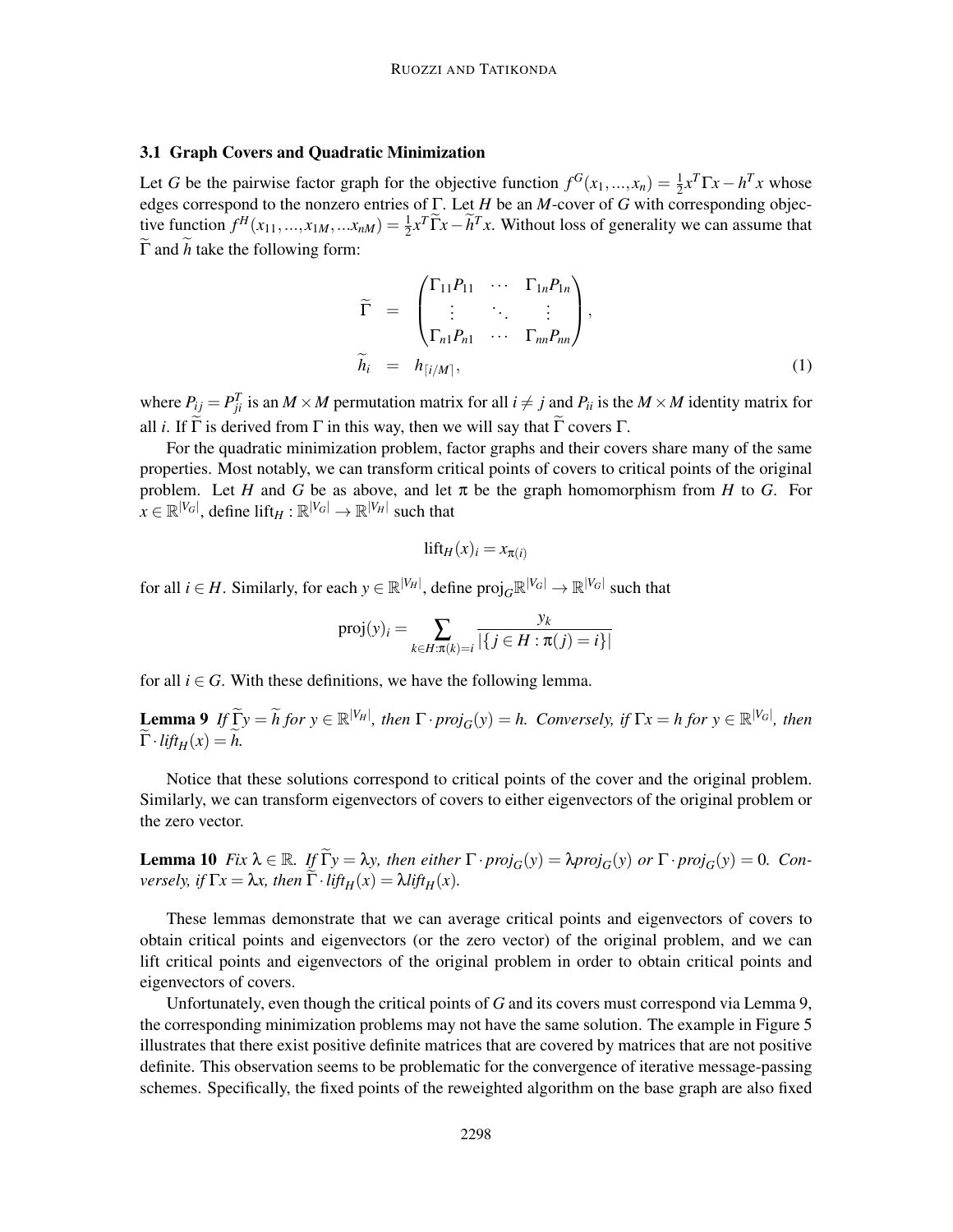### 3.1 Graph Covers and Quadratic Minimization

Let $G$ be the pairwise factor graph for the objective function $f^G(x_1,...,x_n) = \frac{1}{2}x^T\Gamma x - h^T x$ whose edges correspond to the nonzero entries of $\Gamma$. Let $H$ be an $M$-cover of $G$ with corresponding objective function $f^H(x_{11},...,x_{1M},...x_{nM}) = \frac{1}{2}x^T\widetilde{\Gamma}x - \widetilde{h}^T x$. Without loss of generality we can assume that $\widetilde{\Gamma}$ and $\widetilde{h}$ take the following form:

$$
\begin{aligned}
\widetilde{\Gamma} &= \begin{pmatrix} \Gamma_{11}P_{11} & \cdots & \Gamma_{1n}P_{1n} \\ \vdots & \ddots & \vdots \\ \Gamma_{n1}P_{n1} & \cdots & \Gamma_{nn}P_{nn} \end{pmatrix}, \\
\widetilde{h}_i &= h_{\lceil i/M \rceil},
\end{aligned} \tag{1}
$$

where $P_{ij} = P_{ji}^T$ is an $M \times M$ permutation matrix for all $i \neq j$ and $P_{ii}$ is the $M \times M$ identity matrix for all $i$. If $\widetilde{\Gamma}$ is derived from $\Gamma$ in this way, then we will say that $\widetilde{\Gamma}$ covers $\Gamma$.

For the quadratic minimization problem, factor graphs and their covers share many of the same properties. Most notably, we can transform critical points of covers to critical points of the original problem. Let $H$ and $G$ be as above, and let $\pi$ be the graph homomorphism from $H$ to $G$. For $x \in \mathbb{R}^{|V_G|}$, define $\text{lift}_H : \mathbb{R}^{|V_G|} \to \mathbb{R}^{|V_H|}$ such that

$$
\text{lift}_H(x)_i = x_{\pi(i)}
$$

for all $i \in H$. Similarly, for each $y \in \mathbb{R}^{|V_H|}$, define $\text{proj}_G \mathbb{R}^{|V_G|} \to \mathbb{R}^{|V_G|}$ such that

$$
\text{proj}(y)_i = \sum_{k \in H : \pi(k) = i} \frac{y_k}{|\{j \in H : \pi(j) = i\}|}
$$

for all $i \in G$. With these definitions, we have the following lemma.

**Lemma 9** *If $\widetilde{\Gamma}y = \widetilde{h}$ for $y \in \mathbb{R}^{|V_H|}$, then $\Gamma \cdot \text{proj}_G(y) = h$. Conversely, if $\Gamma x = h$ for $y \in \mathbb{R}^{|V_G|}$, then $\widetilde{\Gamma} \cdot \text{lift}_H(x) = \widetilde{h}$.*

Notice that these solutions correspond to critical points of the cover and the original problem. Similarly, we can transform eigenvectors of covers to either eigenvectors of the original problem or the zero vector.

**Lemma 10** *Fix $\lambda \in \mathbb{R}$. If $\widetilde{\Gamma}y = \lambda y$, then either $\Gamma \cdot \text{proj}_G(y) = \lambda \text{proj}_G(y)$ or $\Gamma \cdot \text{proj}_G(y) = 0$. Conversely, if $\Gamma x = \lambda x$, then $\widetilde{\Gamma} \cdot \text{lift}_H(x) = \lambda \text{lift}_H(x)$.*

These lemmas demonstrate that we can average critical points and eigenvectors of covers to obtain critical points and eigenvectors (or the zero vector) of the original problem, and we can lift critical points and eigenvectors of the original problem in order to obtain critical points and eigenvectors of covers.

Unfortunately, even though the critical points of $G$ and its covers must correspond via Lemma 9, the corresponding minimization problems may not have the same solution. The example in Figure 5 illustrates that there exist positive definite matrices that are covered by matrices that are not positive definite. This observation seems to be problematic for the convergence of iterative message-passing schemes. Specifically, the fixed points of the reweighted algorithm on the base graph are also fixed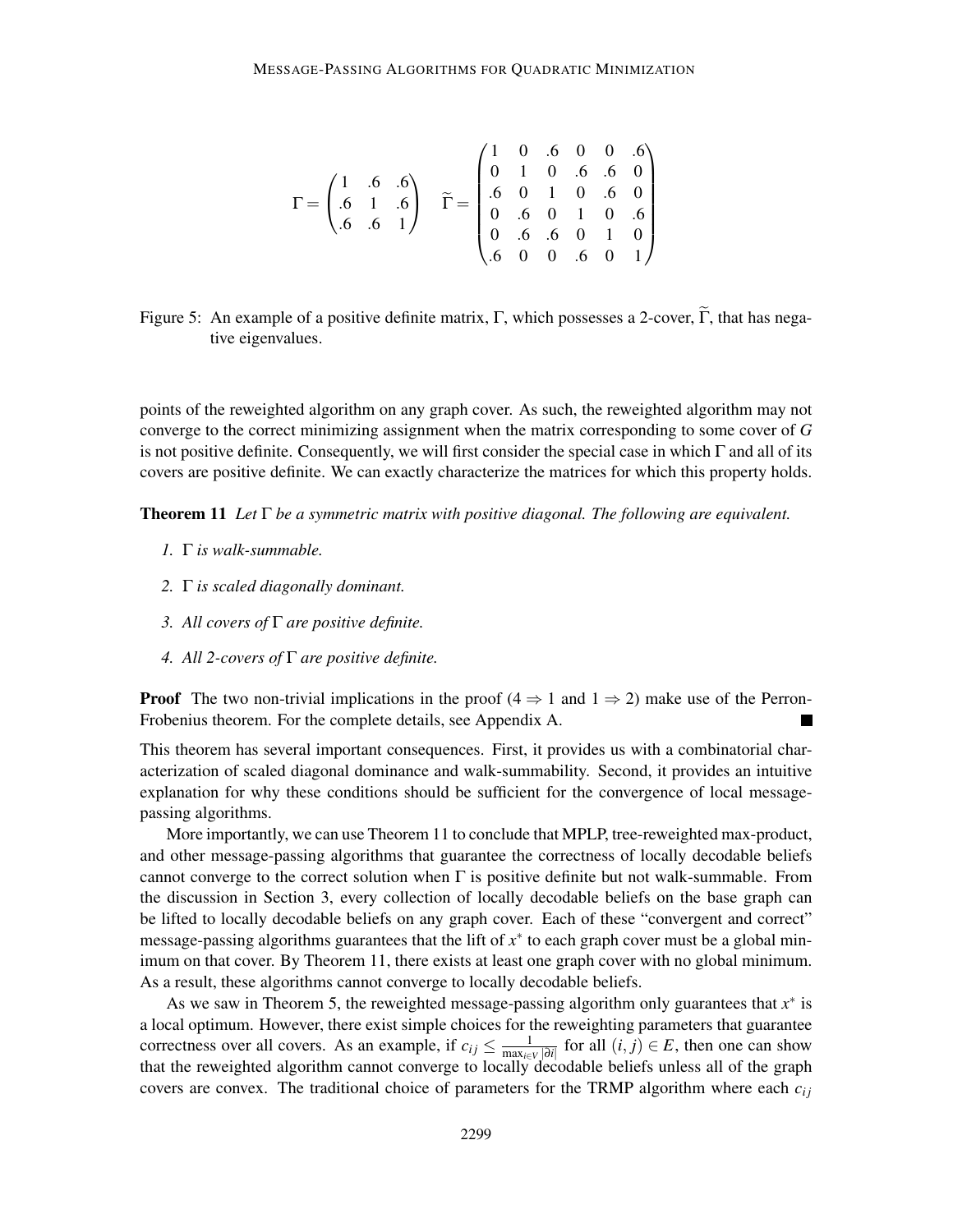$$\Gamma = \begin{pmatrix} 1 & .6 & .6 \\ .6 & 1 & .6 \\ .6 & .6 & 1 \end{pmatrix} \quad \widetilde{\Gamma} = \begin{pmatrix} 1 & 0 & .6 & 0 & 0 & .6 \\ 0 & 1 & 0 & .6 & .6 & 0 \\ .6 & 0 & 1 & 0 & .6 & 0 \\ 0 & .6 & 0 & 1 & 0 & .6 \\ 0 & .6 & .6 & 0 & 1 & 0 \\ .6 & 0 & 0 & .6 & 0 & 1 \end{pmatrix}$$

Figure 5: An example of a positive definite matrix, $\Gamma$, which possesses a 2-cover, $\widetilde{\Gamma}$, that has negative eigenvalues.

points of the reweighted algorithm on any graph cover. As such, the reweighted algorithm may not converge to the correct minimizing assignment when the matrix corresponding to some cover of $G$ is not positive definite. Consequently, we will first consider the special case in which $\Gamma$ and all of its covers are positive definite. We can exactly characterize the matrices for which this property holds.

**Theorem 11** *Let $\Gamma$ be a symmetric matrix with positive diagonal. The following are equivalent.*

1. *$\Gamma$ is walk-summable.*
2. *$\Gamma$ is scaled diagonally dominant.*
3. *All covers of $\Gamma$ are positive definite.*
4. *All 2-covers of $\Gamma$ are positive definite.*

**Proof** The two non-trivial implications in the proof ($4 \Rightarrow 1$ and $1 \Rightarrow 2$) make use of the Perron-Frobenius theorem. For the complete details, see Appendix A. ∎

This theorem has several important consequences. First, it provides us with a combinatorial characterization of scaled diagonal dominance and walk-summability. Second, it provides an intuitive explanation for why these conditions should be sufficient for the convergence of local message-passing algorithms.

More importantly, we can use Theorem 11 to conclude that MPLP, tree-reweighted max-product, and other message-passing algorithms that guarantee the correctness of locally decodable beliefs cannot converge to the correct solution when $\Gamma$ is positive definite but not walk-summable. From the discussion in Section 3, every collection of locally decodable beliefs on the base graph can be lifted to locally decodable beliefs on any graph cover. Each of these "convergent and correct" message-passing algorithms guarantees that the lift of $x^*$ to each graph cover must be a global minimum on that cover. By Theorem 11, there exists at least one graph cover with no global minimum. As a result, these algorithms cannot converge to locally decodable beliefs.

As we saw in Theorem 5, the reweighted message-passing algorithm only guarantees that $x^*$ is a local optimum. However, there exist simple choices for the reweighting parameters that guarantee correctness over all covers. As an example, if $c_{ij} \leq \frac{1}{\max_{i \in V} |\partial i|}$ for all $(i, j) \in E$, then one can show that the reweighted algorithm cannot converge to locally decodable beliefs unless all of the graph covers are convex. The traditional choice of parameters for the TRMP algorithm where each $c_{ij}$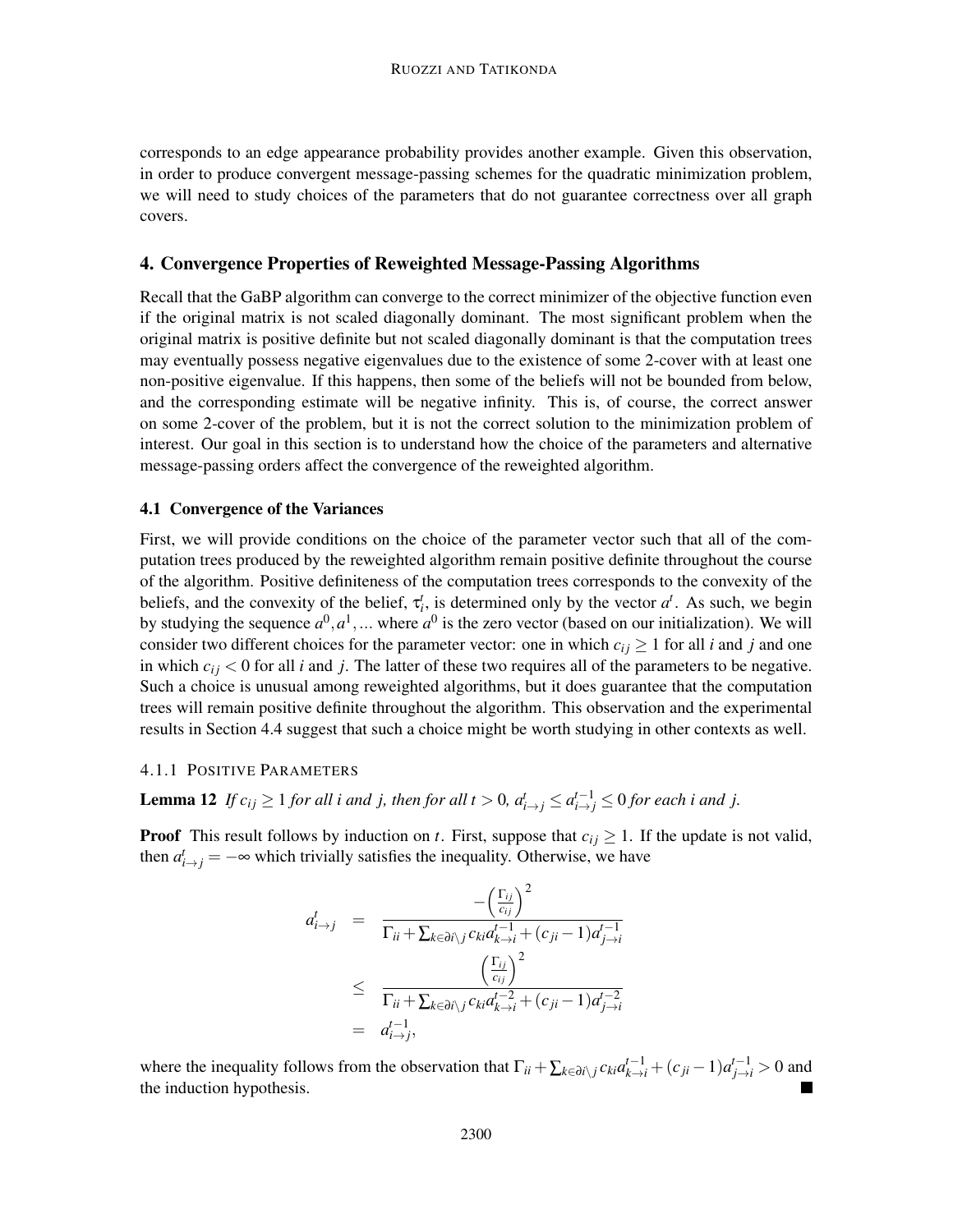corresponds to an edge appearance probability provides another example. Given this observation, in order to produce convergent message-passing schemes for the quadratic minimization problem, we will need to study choices of the parameters that do not guarantee correctness over all graph covers.

## 4. Convergence Properties of Reweighted Message-Passing Algorithms

Recall that the GaBP algorithm can converge to the correct minimizer of the objective function even if the original matrix is not scaled diagonally dominant. The most significant problem when the original matrix is positive definite but not scaled diagonally dominant is that the computation trees may eventually possess negative eigenvalues due to the existence of some 2-cover with at least one non-positive eigenvalue. If this happens, then some of the beliefs will not be bounded from below, and the corresponding estimate will be negative infinity. This is, of course, the correct answer on some 2-cover of the problem, but it is not the correct solution to the minimization problem of interest. Our goal in this section is to understand how the choice of the parameters and alternative message-passing orders affect the convergence of the reweighted algorithm.

### 4.1 Convergence of the Variances

First, we will provide conditions on the choice of the parameter vector such that all of the computation trees produced by the reweighted algorithm remain positive definite throughout the course of the algorithm. Positive definiteness of the computation trees corresponds to the convexity of the beliefs, and the convexity of the belief, $\tau_i^t$, is determined only by the vector $a^t$. As such, we begin by studying the sequence $a^0, a^1, \ldots$ where $a^0$ is the zero vector (based on our initialization). We will consider two different choices for the parameter vector: one in which $c_{ij} \geq 1$ for all $i$ and $j$ and one in which $c_{ij} < 0$ for all $i$ and $j$. The latter of these two requires all of the parameters to be negative. Such a choice is unusual among reweighted algorithms, but it does guarantee that the computation trees will remain positive definite throughout the algorithm. This observation and the experimental results in Section 4.4 suggest that such a choice might be worth studying in other contexts as well.

#### 4.1.1 Positive Parameters

**Lemma 12** *If $c_{ij} \geq 1$ for all $i$ and $j$, then for all $t > 0$, $a_{i\to j}^t \leq a_{i\to j}^{t-1} \leq 0$ for each $i$ and $j$.*

**Proof** This result follows by induction on $t$. First, suppose that $c_{ij} \geq 1$. If the update is not valid, then $a_{i\to j}^t = -\infty$ which trivially satisfies the inequality. Otherwise, we have

$$
\begin{aligned}
a_{i\to j}^t &= \frac{-\left(\frac{\Gamma_{ij}}{c_{ij}}\right)^2}{\Gamma_{ii} + \sum_{k\in\partial i\setminus j} c_{ki} a_{k\to i}^{t-1} + (c_{ji}-1) a_{j\to i}^{t-1}} \\
&\leq \frac{\left(\frac{\Gamma_{ij}}{c_{ij}}\right)^2}{\Gamma_{ii} + \sum_{k\in\partial i\setminus j} c_{ki} a_{k\to i}^{t-2} + (c_{ji}-1) a_{j\to i}^{t-2}} \\
&= a_{i\to j}^{t-1},
\end{aligned}
$$

where the inequality follows from the observation that $\Gamma_{ii} + \sum_{k\in\partial i\setminus j} c_{ki} a_{k\to i}^{t-1} + (c_{ji}-1) a_{j\to i}^{t-1} > 0$ and the induction hypothesis. ∎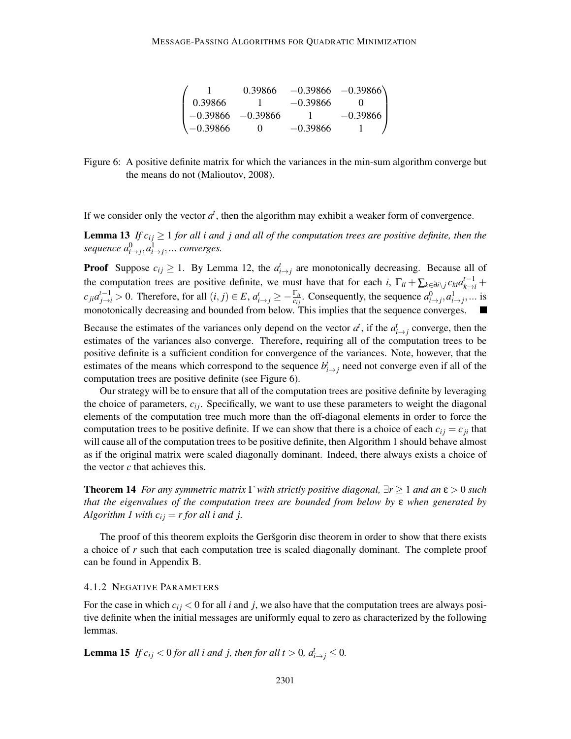$$
\begin{pmatrix}
1 & 0.39866 & -0.39866 & -0.39866 \\
0.39866 & 1 & -0.39866 & 0 \\
-0.39866 & -0.39866 & 1 & -0.39866 \\
-0.39866 & 0 & -0.39866 & 1
\end{pmatrix}
$$

Figure 6: A positive definite matrix for which the variances in the min-sum algorithm converge but the means do not (Malioutov, 2008).

If we consider only the vector $a^t$, then the algorithm may exhibit a weaker form of convergence.

**Lemma 13** *If $c_{ij} \geq 1$ for all $i$ and $j$ and all of the computation trees are positive definite, then the sequence $a^0_{i\to j}, a^1_{i\to j}, \ldots$ converges.*

**Proof** Suppose $c_{ij} \geq 1$. By Lemma 12, the $a^t_{i\to j}$ are monotonically decreasing. Because all of the computation trees are positive definite, we must have that for each $i$, $\Gamma_{ii} + \sum_{k\in\partial i\setminus j} c_{ki} a^{t-1}_{k\to i} + c_{ji} a^{t-1}_{j\to i} > 0$. Therefore, for all $(i, j) \in E$, $a^t_{i\to j} \geq -\frac{\Gamma_{ii}}{c_{ij}}$. Consequently, the sequence $a^0_{i\to j}, a^1_{i\to j}, \ldots$ is monotonically decreasing and bounded from below. This implies that the sequence converges. ■

Because the estimates of the variances only depend on the vector $a^t$, if the $a^t_{i\to j}$ converge, then the estimates of the variances also converge. Therefore, requiring all of the computation trees to be positive definite is a sufficient condition for convergence of the variances. Note, however, that the estimates of the means which correspond to the sequence $b^t_{i\to j}$ need not converge even if all of the computation trees are positive definite (see Figure 6).

Our strategy will be to ensure that all of the computation trees are positive definite by leveraging the choice of parameters, $c_{ij}$. Specifically, we want to use these parameters to weight the diagonal elements of the computation tree much more than the off-diagonal elements in order to force the computation trees to be positive definite. If we can show that there is a choice of each $c_{ij} = c_{ji}$ that will cause all of the computation trees to be positive definite, then Algorithm 1 should behave almost as if the original matrix were scaled diagonally dominant. Indeed, there always exists a choice of the vector $c$ that achieves this.

**Theorem 14** *For any symmetric matrix $\Gamma$ with strictly positive diagonal, $\exists r \geq 1$ and an $\varepsilon > 0$ such that the eigenvalues of the computation trees are bounded from below by $\varepsilon$ when generated by Algorithm 1 with $c_{ij} = r$ for all $i$ and $j$.*

The proof of this theorem exploits the Geršgorin disc theorem in order to show that there exists a choice of $r$ such that each computation tree is scaled diagonally dominant. The complete proof can be found in Appendix B.

#### 4.1.2 Negative Parameters

For the case in which $c_{ij} < 0$ for all $i$ and $j$, we also have that the computation trees are always positive definite when the initial messages are uniformly equal to zero as characterized by the following lemmas.

**Lemma 15** *If $c_{ij} < 0$ for all $i$ and $j$, then for all $t > 0$, $a^t_{i\to j} \leq 0$.*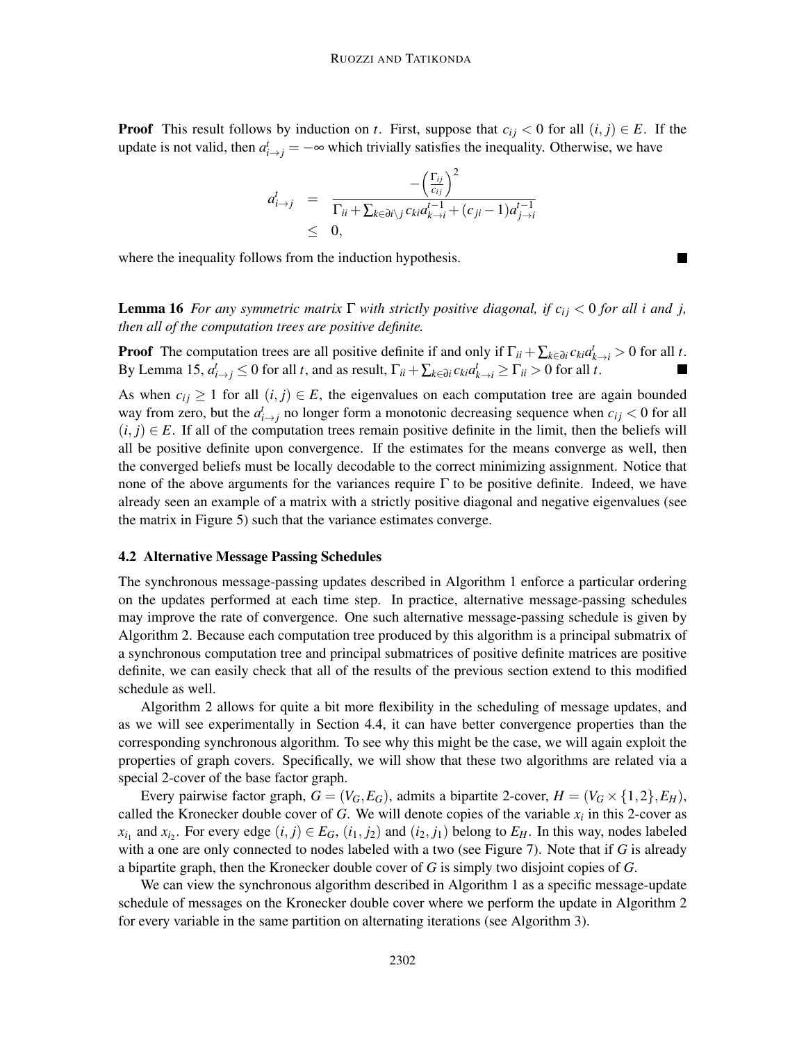**Proof** This result follows by induction on $t$. First, suppose that $c_{ij} < 0$ for all $(i,j) \in E$. If the update is not valid, then $a^t_{i\to j} = -\infty$ which trivially satisfies the inequality. Otherwise, we have

$$
\begin{aligned}
a^t_{i\to j} &= \frac{-\left(\frac{\Gamma_{ij}}{c_{ij}}\right)^2}{\Gamma_{ii} + \sum_{k\in\partial i\setminus j} c_{ki} a^{t-1}_{k\to i} + (c_{ji}-1) a^{t-1}_{j\to i}} \\
&\leq 0,
\end{aligned}
$$

where the inequality follows from the induction hypothesis. ■

**Lemma 16** *For any symmetric matrix $\Gamma$ with strictly positive diagonal, if $c_{ij} < 0$ for all $i$ and $j$, then all of the computation trees are positive definite.*

**Proof** The computation trees are all positive definite if and only if $\Gamma_{ii} + \sum_{k\in\partial i} c_{ki} a^t_{k\to i} > 0$ for all $t$. By Lemma 15, $a^t_{i\to j} \leq 0$ for all $t$, and as result, $\Gamma_{ii} + \sum_{k\in\partial i} c_{ki} a^t_{k\to i} \geq \Gamma_{ii} > 0$ for all $t$. ■

As when $c_{ij} \geq 1$ for all $(i,j) \in E$, the eigenvalues on each computation tree are again bounded way from zero, but the $a^t_{i\to j}$ no longer form a monotonic decreasing sequence when $c_{ij} < 0$ for all $(i,j) \in E$. If all of the computation trees remain positive definite in the limit, then the beliefs will all be positive definite upon convergence. If the estimates for the means converge as well, then the converged beliefs must be locally decodable to the correct minimizing assignment. Notice that none of the above arguments for the variances require $\Gamma$ to be positive definite. Indeed, we have already seen an example of a matrix with a strictly positive diagonal and negative eigenvalues (see the matrix in Figure 5) such that the variance estimates converge.

### 4.2 Alternative Message Passing Schedules

The synchronous message-passing updates described in Algorithm 1 enforce a particular ordering on the updates performed at each time step. In practice, alternative message-passing schedules may improve the rate of convergence. One such alternative message-passing schedule is given by Algorithm 2. Because each computation tree produced by this algorithm is a principal submatrix of a synchronous computation tree and principal submatrices of positive definite matrices are positive definite, we can easily check that all of the results of the previous section extend to this modified schedule as well.

Algorithm 2 allows for quite a bit more flexibility in the scheduling of message updates, and as we will see experimentally in Section 4.4, it can have better convergence properties than the corresponding synchronous algorithm. To see why this might be the case, we will again exploit the properties of graph covers. Specifically, we will show that these two algorithms are related via a special 2-cover of the base factor graph.

Every pairwise factor graph, $G = (V_G, E_G)$, admits a bipartite 2-cover, $H = (V_G \times \{1,2\}, E_H)$, called the Kronecker double cover of $G$. We will denote copies of the variable $x_i$ in this 2-cover as $x_{i_1}$ and $x_{i_2}$. For every edge $(i,j) \in E_G$, $(i_1, j_2)$ and $(i_2, j_1)$ belong to $E_H$. In this way, nodes labeled with a one are only connected to nodes labeled with a two (see Figure 7). Note that if $G$ is already a bipartite graph, then the Kronecker double cover of $G$ is simply two disjoint copies of $G$.

We can view the synchronous algorithm described in Algorithm 1 as a specific message-update schedule of messages on the Kronecker double cover where we perform the update in Algorithm 2 for every variable in the same partition on alternating iterations (see Algorithm 3).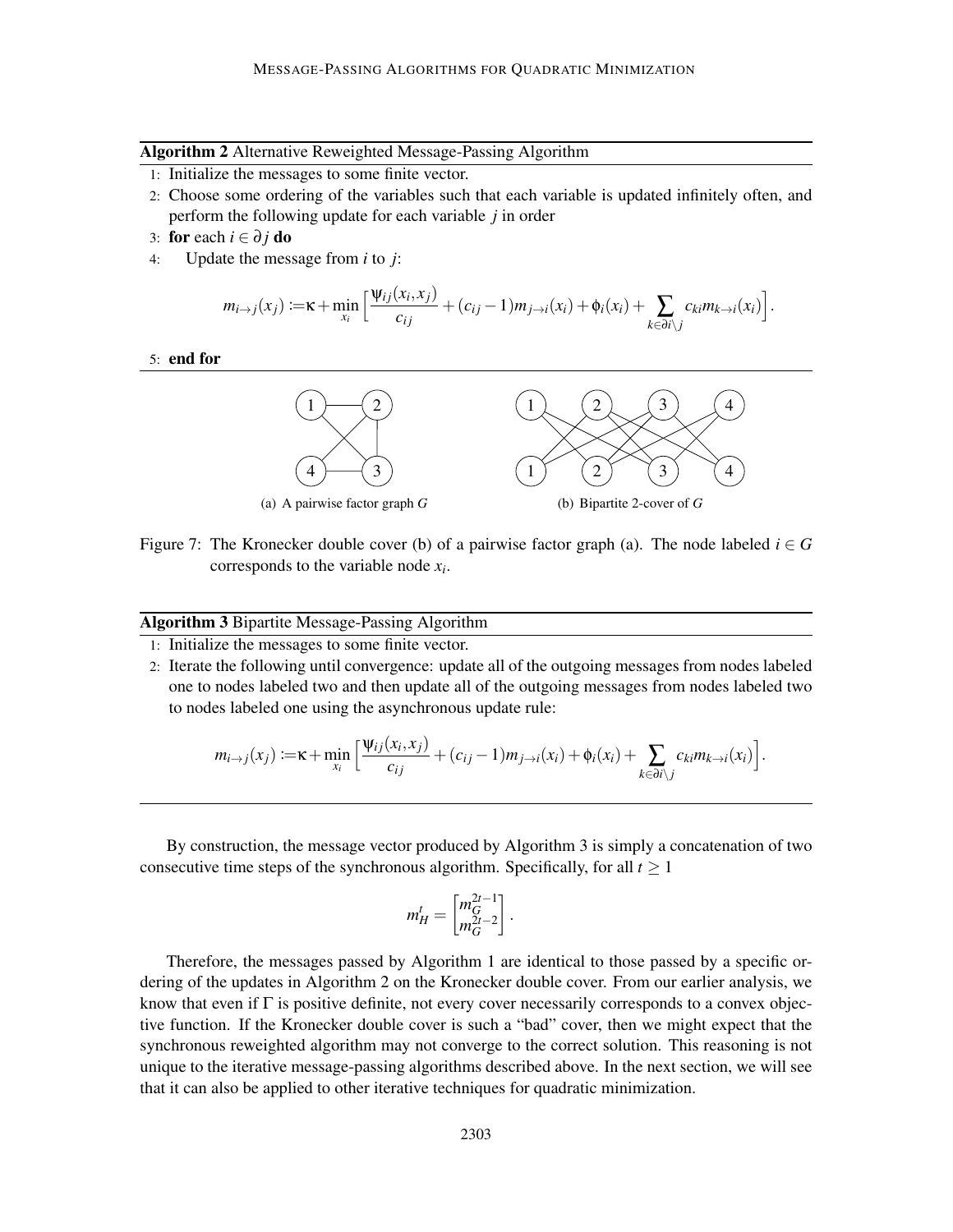**Algorithm 2** Alternative Reweighted Message-Passing Algorithm

1: Initialize the messages to some finite vector.
2: Choose some ordering of the variables such that each variable is updated infinitely often, and perform the following update for each variable $j$ in order
3: **for** each $i \in \partial j$ **do**
4: Update the message from $i$ to $j$:

$$m_{i\to j}(x_j) := \kappa + \min_{x_i} \Big[ \frac{\psi_{ij}(x_i, x_j)}{c_{ij}} + (c_{ij} - 1) m_{j\to i}(x_i) + \phi_i(x_i) + \sum_{k\in\partial i\setminus j} c_{ki} m_{k\to i}(x_i) \Big].$$

5: **end for**

(a) A pairwise factor graph $G$

(b) Bipartite 2-cover of $G$

Figure 7: The Kronecker double cover (b) of a pairwise factor graph (a). The node labeled $i \in G$ corresponds to the variable node $x_i$.

**Algorithm 3** Bipartite Message-Passing Algorithm

1: Initialize the messages to some finite vector.
2: Iterate the following until convergence: update all of the outgoing messages from nodes labeled one to nodes labeled two and then update all of the outgoing messages from nodes labeled two to nodes labeled one using the asynchronous update rule:

$$m_{i\to j}(x_j) := \kappa + \min_{x_i} \Big[ \frac{\psi_{ij}(x_i, x_j)}{c_{ij}} + (c_{ij} - 1) m_{j\to i}(x_i) + \phi_i(x_i) + \sum_{k\in\partial i\setminus j} c_{ki} m_{k\to i}(x_i) \Big].$$

By construction, the message vector produced by Algorithm 3 is simply a concatenation of two consecutive time steps of the synchronous algorithm. Specifically, for all $t \geq 1$

$$m_H^t = \begin{bmatrix} m_G^{2t-1} \\ m_G^{2t-2} \end{bmatrix}.$$

Therefore, the messages passed by Algorithm 1 are identical to those passed by a specific ordering of the updates in Algorithm 2 on the Kronecker double cover. From our earlier analysis, we know that even if $\Gamma$ is positive definite, not every cover necessarily corresponds to a convex objective function. If the Kronecker double cover is such a "bad" cover, then we might expect that the synchronous reweighted algorithm may not converge to the correct solution. This reasoning is not unique to the iterative message-passing algorithms described above. In the next section, we will see that it can also be applied to other iterative techniques for quadratic minimization.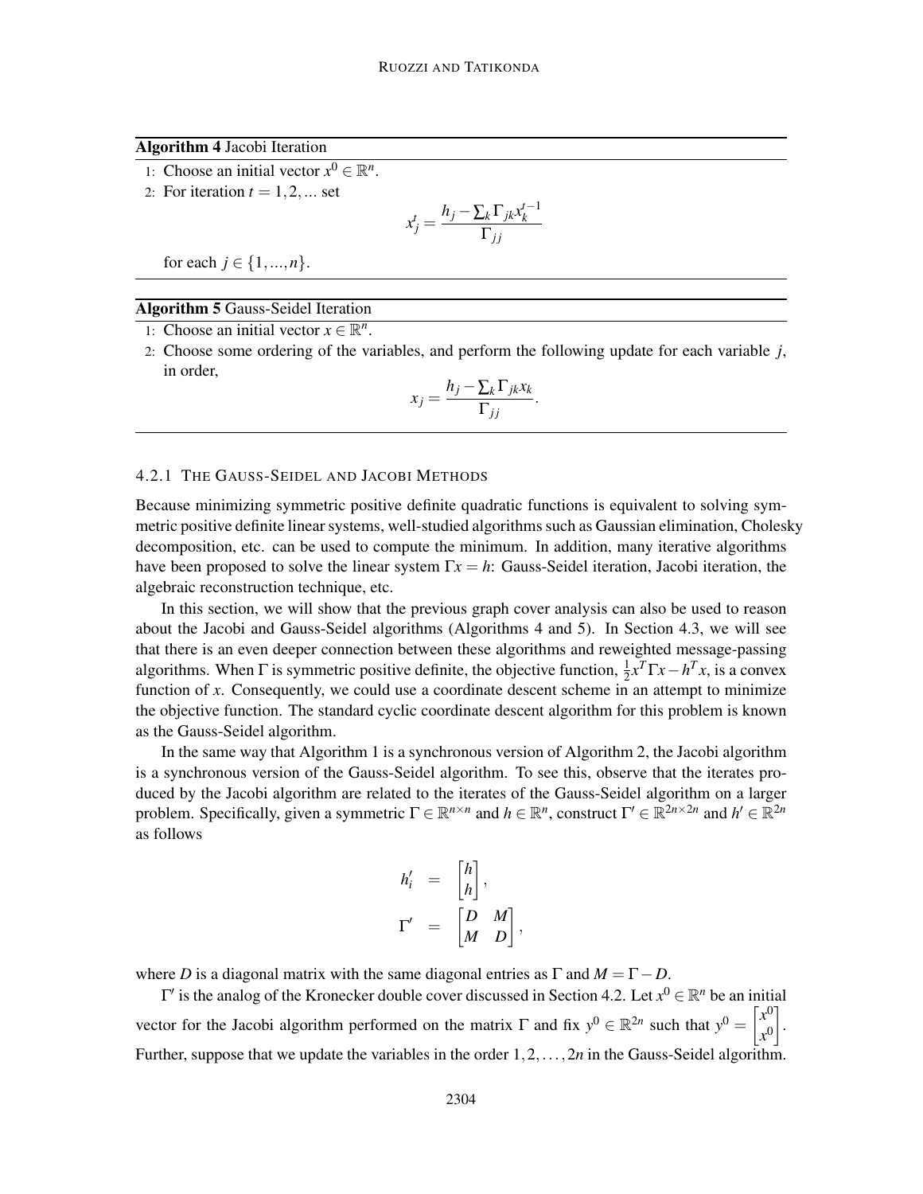**Algorithm 4** Jacobi Iteration

1: Choose an initial vector $x^0 \in \mathbb{R}^n$.

2: For iteration $t = 1, 2, ...$ set

$$x_j^t = \frac{h_j - \sum_k \Gamma_{jk} x_k^{t-1}}{\Gamma_{jj}}$$

for each $j \in \{1, ..., n\}$.

**Algorithm 5** Gauss-Seidel Iteration

1: Choose an initial vector $x \in \mathbb{R}^n$.

2: Choose some ordering of the variables, and perform the following update for each variable $j$, in order,

$$x_j = \frac{h_j - \sum_k \Gamma_{jk} x_k}{\Gamma_{jj}}.$$

#### 4.2.1 The Gauss-Seidel and Jacobi Methods

Because minimizing symmetric positive definite quadratic functions is equivalent to solving symmetric positive definite linear systems, well-studied algorithms such as Gaussian elimination, Cholesky decomposition, etc. can be used to compute the minimum. In addition, many iterative algorithms have been proposed to solve the linear system $\Gamma x = h$: Gauss-Seidel iteration, Jacobi iteration, the algebraic reconstruction technique, etc.

In this section, we will show that the previous graph cover analysis can also be used to reason about the Jacobi and Gauss-Seidel algorithms (Algorithms 4 and 5). In Section 4.3, we will see that there is an even deeper connection between these algorithms and reweighted message-passing algorithms. When $\Gamma$ is symmetric positive definite, the objective function, $\frac{1}{2}x^T \Gamma x - h^T x$, is a convex function of $x$. Consequently, we could use a coordinate descent scheme in an attempt to minimize the objective function. The standard cyclic coordinate descent algorithm for this problem is known as the Gauss-Seidel algorithm.

In the same way that Algorithm 1 is a synchronous version of Algorithm 2, the Jacobi algorithm is a synchronous version of the Gauss-Seidel algorithm. To see this, observe that the iterates produced by the Jacobi algorithm are related to the iterates of the Gauss-Seidel algorithm on a larger problem. Specifically, given a symmetric $\Gamma \in \mathbb{R}^{n \times n}$ and $h \in \mathbb{R}^n$, construct $\Gamma' \in \mathbb{R}^{2n \times 2n}$ and $h' \in \mathbb{R}^{2n}$ as follows

$$\begin{aligned} h'_i &= \begin{bmatrix} h \\ h \end{bmatrix}, \\ \Gamma' &= \begin{bmatrix} D & M \\ M & D \end{bmatrix}, \end{aligned}$$

where $D$ is a diagonal matrix with the same diagonal entries as $\Gamma$ and $M = \Gamma - D$.

$\Gamma'$ is the analog of the Kronecker double cover discussed in Section 4.2. Let $x^0 \in \mathbb{R}^n$ be an initial vector for the Jacobi algorithm performed on the matrix $\Gamma$ and fix $y^0 \in \mathbb{R}^{2n}$ such that $y^0 = \begin{bmatrix} x^0 \\ x^0 \end{bmatrix}$. Further, suppose that we update the variables in the order $1, 2, \ldots, 2n$ in the Gauss-Seidel algorithm.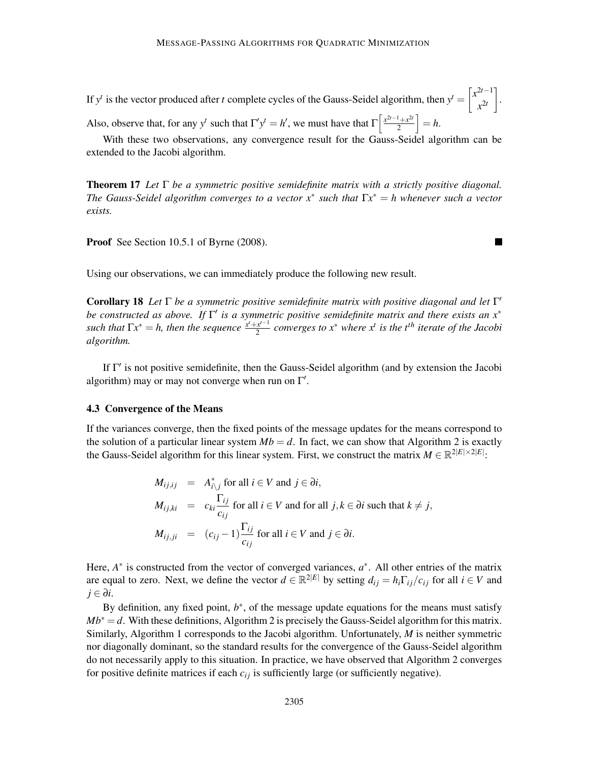If $y^t$ is the vector produced after $t$ complete cycles of the Gauss-Seidel algorithm, then $y^t = \begin{bmatrix} x^{2t-1} \\ x^{2t} \end{bmatrix}$. Also, observe that, for any $y^t$ such that $\Gamma' y^t = h'$, we must have that $\Gamma \left[ \frac{x^{2t-1}+x^{2t}}{2} \right] = h$.

With these two observations, any convergence result for the Gauss-Seidel algorithm can be extended to the Jacobi algorithm.

**Theorem 17** *Let $\Gamma$ be a symmetric positive semidefinite matrix with a strictly positive diagonal. The Gauss-Seidel algorithm converges to a vector $x^*$ such that $\Gamma x^* = h$ whenever such a vector exists.*

**Proof** See Section 10.5.1 of Byrne (2008). ■

Using our observations, we can immediately produce the following new result.

**Corollary 18** *Let $\Gamma$ be a symmetric positive semidefinite matrix with positive diagonal and let $\Gamma'$ be constructed as above. If $\Gamma'$ is a symmetric positive semidefinite matrix and there exists an $x^*$ such that $\Gamma x^* = h$, then the sequence $\frac{x^t + x^{t-1}}{2}$ converges to $x^*$ where $x^t$ is the $t^{th}$ iterate of the Jacobi algorithm.*

If $\Gamma'$ is not positive semidefinite, then the Gauss-Seidel algorithm (and by extension the Jacobi algorithm) may or may not converge when run on $\Gamma'$.

### 4.3 Convergence of the Means

If the variances converge, then the fixed points of the message updates for the means correspond to the solution of a particular linear system $Mb = d$. In fact, we can show that Algorithm 2 is exactly the Gauss-Seidel algorithm for this linear system. First, we construct the matrix $M \in \mathbb{R}^{2|E| \times 2|E|}$:

$$
\begin{aligned}
M_{ij,ij} &= A^*_{i \setminus j} \text{ for all } i \in V \text{ and } j \in \partial i, \\
M_{ij,ki} &= c_{ki} \frac{\Gamma_{ij}}{c_{ij}} \text{ for all } i \in V \text{ and for all } j,k \in \partial i \text{ such that } k \neq j, \\
M_{ij,ji} &= (c_{ij} - 1) \frac{\Gamma_{ij}}{c_{ij}} \text{ for all } i \in V \text{ and } j \in \partial i.
\end{aligned}
$$

Here, $A^*$ is constructed from the vector of converged variances, $a^*$. All other entries of the matrix are equal to zero. Next, we define the vector $d \in \mathbb{R}^{2|E|}$ by setting $d_{ij} = h_i \Gamma_{ij} / c_{ij}$ for all $i \in V$ and $j \in \partial i$.

By definition, any fixed point, $b^*$, of the message update equations for the means must satisfy $Mb^* = d$. With these definitions, Algorithm 2 is precisely the Gauss-Seidel algorithm for this matrix. Similarly, Algorithm 1 corresponds to the Jacobi algorithm. Unfortunately, $M$ is neither symmetric nor diagonally dominant, so the standard results for the convergence of the Gauss-Seidel algorithm do not necessarily apply to this situation. In practice, we have observed that Algorithm 2 converges for positive definite matrices if each $c_{ij}$ is sufficiently large (or sufficiently negative).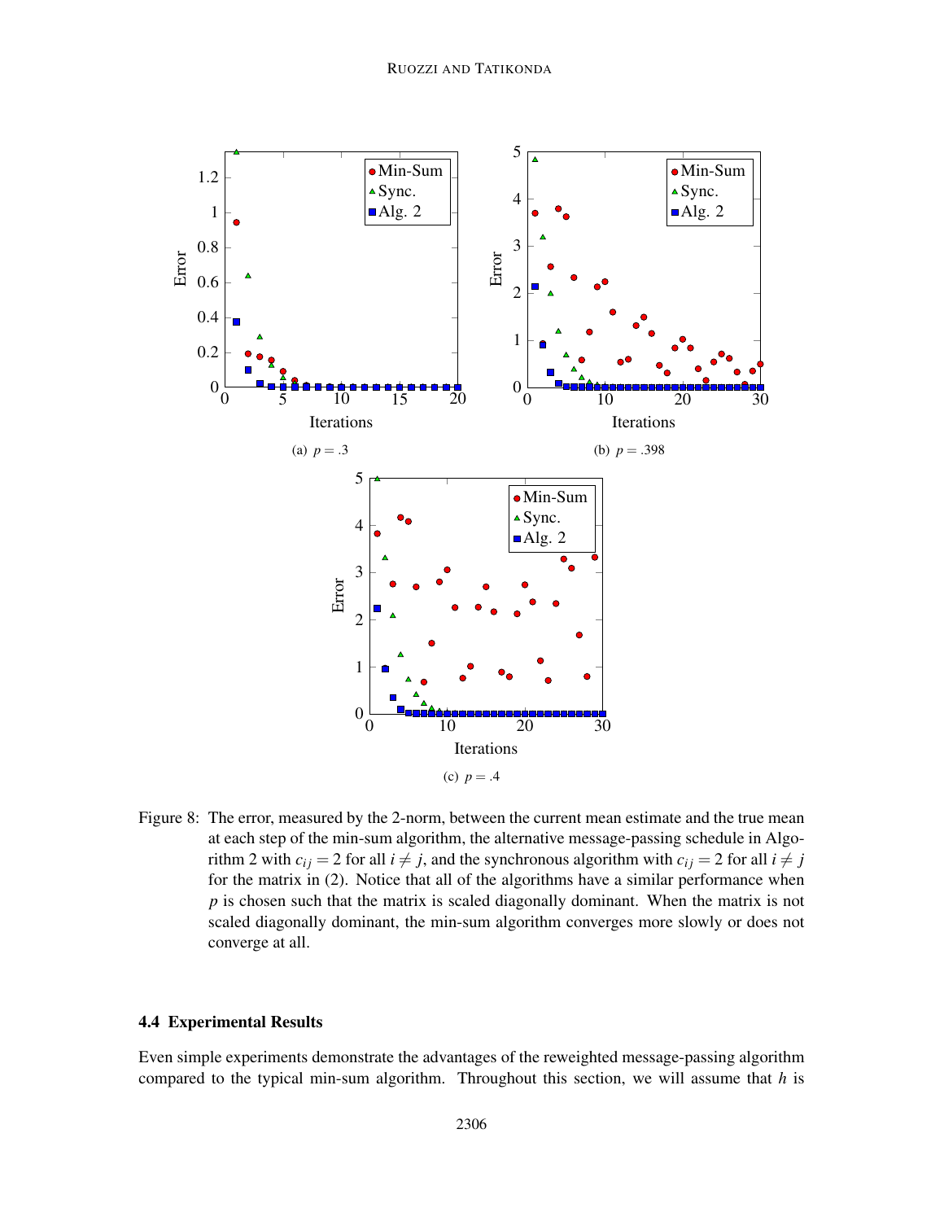(a) $p = .3$

(b) $p = .398$

(c) $p = .4$

Figure 8: The error, measured by the 2-norm, between the current mean estimate and the true mean at each step of the min-sum algorithm, the alternative message-passing schedule in Algorithm 2 with $c_{ij} = 2$ for all $i \neq j$, and the synchronous algorithm with $c_{ij} = 2$ for all $i \neq j$ for the matrix in (2). Notice that all of the algorithms have a similar performance when $p$ is chosen such that the matrix is scaled diagonally dominant. When the matrix is not scaled diagonally dominant, the min-sum algorithm converges more slowly or does not converge at all.

### 4.4 Experimental Results

Even simple experiments demonstrate the advantages of the reweighted message-passing algorithm compared to the typical min-sum algorithm. Throughout this section, we will assume that $h$ is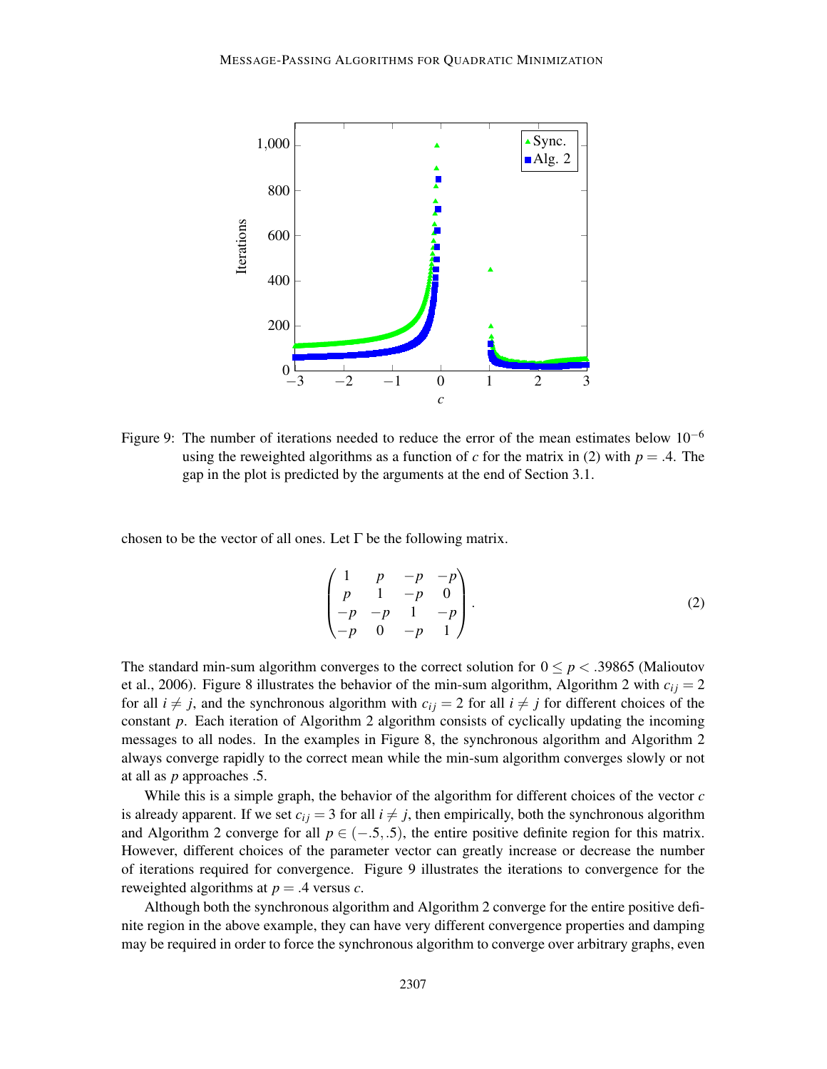Figure 9: The number of iterations needed to reduce the error of the mean estimates below $10^{-6}$ using the reweighted algorithms as a function of $c$ for the matrix in (2) with $p = .4$. The gap in the plot is predicted by the arguments at the end of Section 3.1.

chosen to be the vector of all ones. Let $\Gamma$ be the following matrix.

$$\begin{pmatrix} 1 & p & -p & -p \\ p & 1 & -p & 0 \\ -p & -p & 1 & -p \\ -p & 0 & -p & 1 \end{pmatrix}. \tag{2}$$

The standard min-sum algorithm converges to the correct solution for $0 \le p < .39865$ (Malioutov et al., 2006). Figure 8 illustrates the behavior of the min-sum algorithm, Algorithm 2 with $c_{ij} = 2$ for all $i \neq j$, and the synchronous algorithm with $c_{ij} = 2$ for all $i \neq j$ for different choices of the constant $p$. Each iteration of Algorithm 2 algorithm consists of cyclically updating the incoming messages to all nodes. In the examples in Figure 8, the synchronous algorithm and Algorithm 2 always converge rapidly to the correct mean while the min-sum algorithm converges slowly or not at all as $p$ approaches .5.

While this is a simple graph, the behavior of the algorithm for different choices of the vector $c$ is already apparent. If we set $c_{ij} = 3$ for all $i \neq j$, then empirically, both the synchronous algorithm and Algorithm 2 converge for all $p \in (-.5, .5)$, the entire positive definite region for this matrix. However, different choices of the parameter vector can greatly increase or decrease the number of iterations required for convergence. Figure 9 illustrates the iterations to convergence for the reweighted algorithms at $p = .4$ versus $c$.

Although both the synchronous algorithm and Algorithm 2 converge for the entire positive definite region in the above example, they can have very different convergence properties and damping may be required in order to force the synchronous algorithm to converge over arbitrary graphs, even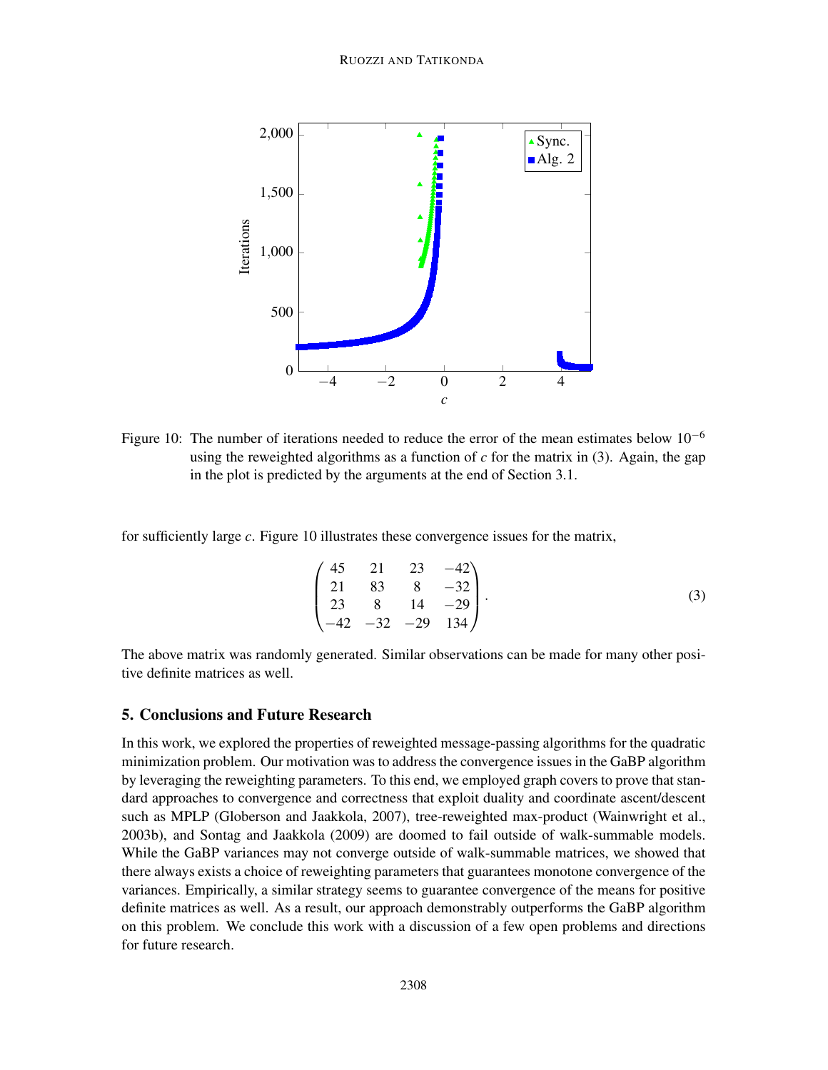Figure 10: The number of iterations needed to reduce the error of the mean estimates below $10^{-6}$ using the reweighted algorithms as a function of $c$ for the matrix in (3). Again, the gap in the plot is predicted by the arguments at the end of Section 3.1.

for sufficiently large $c$. Figure 10 illustrates these convergence issues for the matrix,

$$\begin{pmatrix} 45 & 21 & 23 & -42 \\ 21 & 83 & 8 & -32 \\ 23 & 8 & 14 & -29 \\ -42 & -32 & -29 & 134 \end{pmatrix}. \tag{3}$$

The above matrix was randomly generated. Similar observations can be made for many other positive definite matrices as well.

## 5. Conclusions and Future Research

In this work, we explored the properties of reweighted message-passing algorithms for the quadratic minimization problem. Our motivation was to address the convergence issues in the GaBP algorithm by leveraging the reweighting parameters. To this end, we employed graph covers to prove that standard approaches to convergence and correctness that exploit duality and coordinate ascent/descent such as MPLP (Globerson and Jaakkola, 2007), tree-reweighted max-product (Wainwright et al., 2003b), and Sontag and Jaakkola (2009) are doomed to fail outside of walk-summable models. While the GaBP variances may not converge outside of walk-summable matrices, we showed that there always exists a choice of reweighting parameters that guarantees monotone convergence of the variances. Empirically, a similar strategy seems to guarantee convergence of the means for positive definite matrices as well. As a result, our approach demonstrably outperforms the GaBP algorithm on this problem. We conclude this work with a discussion of a few open problems and directions for future research.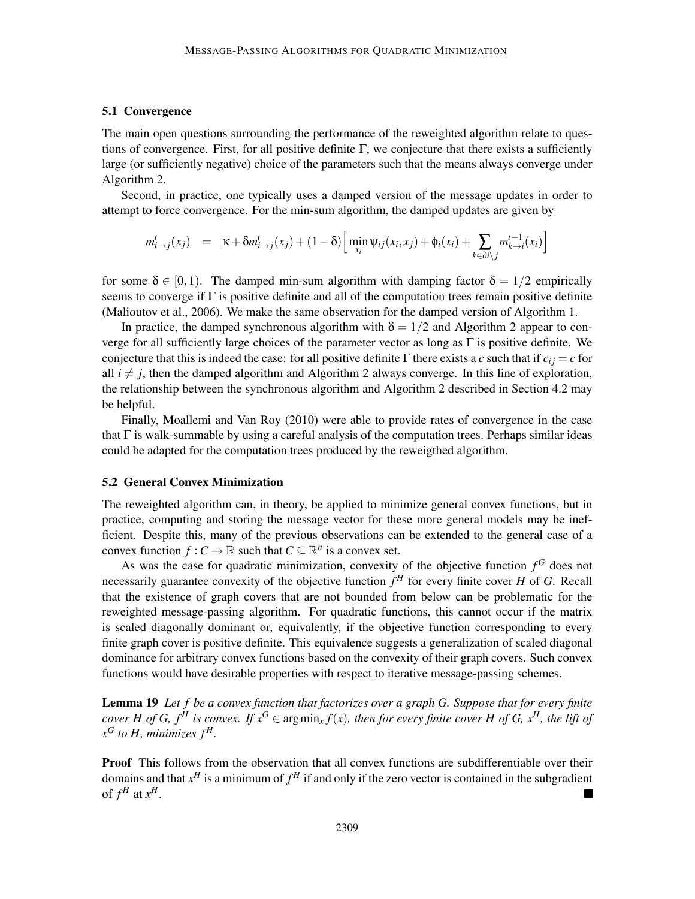### 5.1 Convergence

The main open questions surrounding the performance of the reweighted algorithm relate to questions of convergence. First, for all positive definite $\Gamma$, we conjecture that there exists a sufficiently large (or sufficiently negative) choice of the parameters such that the means always converge under Algorithm 2.

Second, in practice, one typically uses a damped version of the message updates in order to attempt to force convergence. For the min-sum algorithm, the damped updates are given by

$$m_{i\to j}^{t}(x_j) \quad = \quad \kappa + \delta m_{i\to j}^{t}(x_j) + (1-\delta)\Big[\min_{x_i} \psi_{ij}(x_i, x_j) + \phi_i(x_i) + \sum_{k\in\partial i\setminus j} m_{k\to i}^{t-1}(x_i)\Big]$$

for some $\delta \in [0,1)$. The damped min-sum algorithm with damping factor $\delta = 1/2$ empirically seems to converge if $\Gamma$ is positive definite and all of the computation trees remain positive definite (Malioutov et al., 2006). We make the same observation for the damped version of Algorithm 1.

In practice, the damped synchronous algorithm with $\delta = 1/2$ and Algorithm 2 appear to converge for all sufficiently large choices of the parameter vector as long as $\Gamma$ is positive definite. We conjecture that this is indeed the case: for all positive definite $\Gamma$ there exists a $c$ such that if $c_{ij} = c$ for all $i \neq j$, then the damped algorithm and Algorithm 2 always converge. In this line of exploration, the relationship between the synchronous algorithm and Algorithm 2 described in Section 4.2 may be helpful.

Finally, Moallemi and Van Roy (2010) were able to provide rates of convergence in the case that $\Gamma$ is walk-summable by using a careful analysis of the computation trees. Perhaps similar ideas could be adapted for the computation trees produced by the reweigthed algorithm.

### 5.2 General Convex Minimization

The reweighted algorithm can, in theory, be applied to minimize general convex functions, but in practice, computing and storing the message vector for these more general models may be inefficient. Despite this, many of the previous observations can be extended to the general case of a convex function $f : C \to \mathbb{R}$ such that $C \subseteq \mathbb{R}^n$ is a convex set.

As was the case for quadratic minimization, convexity of the objective function $f^G$ does not necessarily guarantee convexity of the objective function $f^H$ for every finite cover $H$ of $G$. Recall that the existence of graph covers that are not bounded from below can be problematic for the reweighted message-passing algorithm. For quadratic functions, this cannot occur if the matrix is scaled diagonally dominant or, equivalently, if the objective function corresponding to every finite graph cover is positive definite. This equivalence suggests a generalization of scaled diagonal dominance for arbitrary convex functions based on the convexity of their graph covers. Such convex functions would have desirable properties with respect to iterative message-passing schemes.

**Lemma 19** *Let $f$ be a convex function that factorizes over a graph $G$. Suppose that for every finite cover $H$ of $G$, $f^H$ is convex. If $x^G \in \arg\min_x f(x)$, then for every finite cover $H$ of $G$, $x^H$, the lift of $x^G$ to $H$, minimizes $f^H$.*

**Proof** This follows from the observation that all convex functions are subdifferentiable over their domains and that $x^H$ is a minimum of $f^H$ if and only if the zero vector is contained in the subgradient of $f^H$ at $x^H$. ∎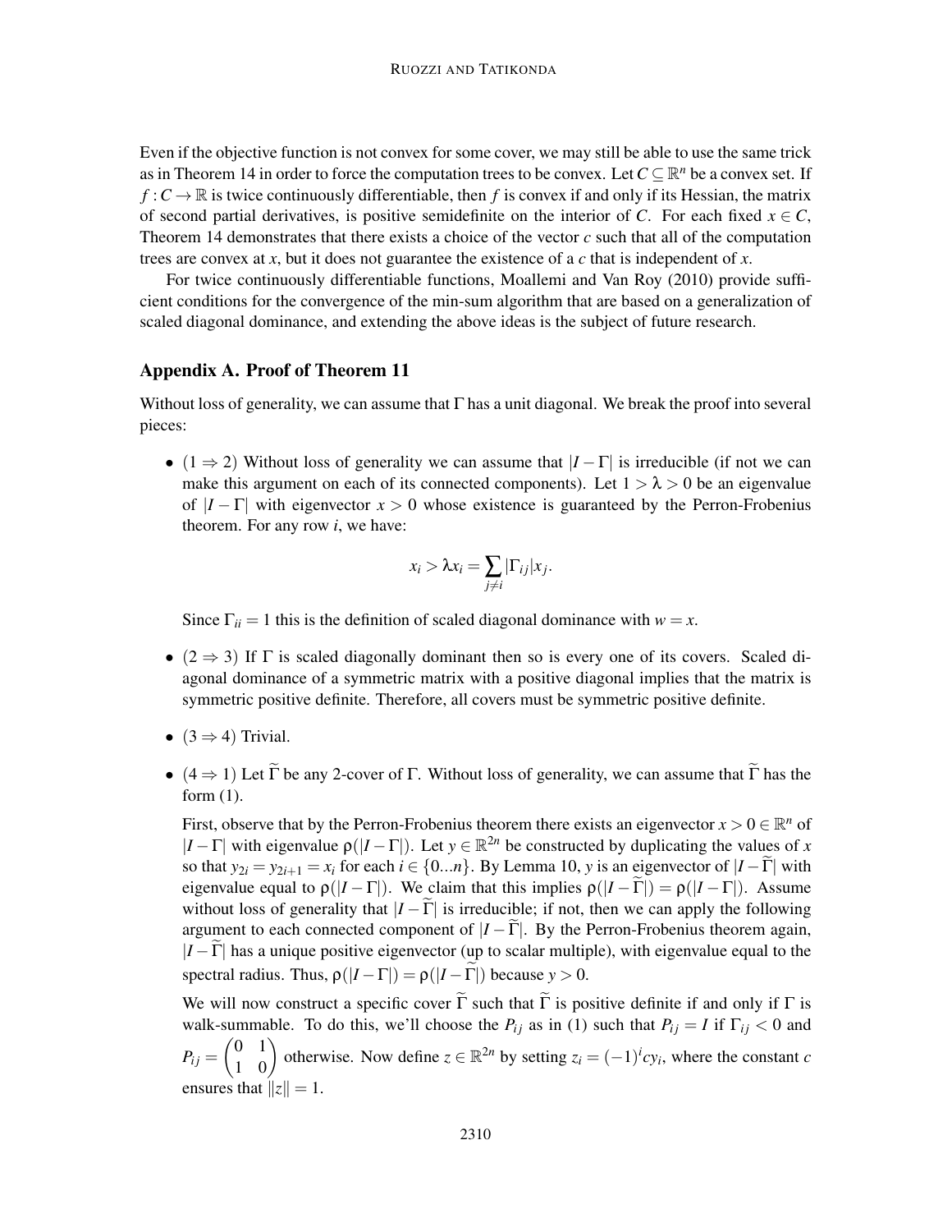Even if the objective function is not convex for some cover, we may still be able to use the same trick as in Theorem 14 in order to force the computation trees to be convex. Let $C \subseteq \mathbb{R}^n$ be a convex set. If $f : C \to \mathbb{R}$ is twice continuously differentiable, then $f$ is convex if and only if its Hessian, the matrix of second partial derivatives, is positive semidefinite on the interior of $C$. For each fixed $x \in C$, Theorem 14 demonstrates that there exists a choice of the vector $c$ such that all of the computation trees are convex at $x$, but it does not guarantee the existence of a $c$ that is independent of $x$.

For twice continuously differentiable functions, Moallemi and Van Roy (2010) provide sufficient conditions for the convergence of the min-sum algorithm that are based on a generalization of scaled diagonal dominance, and extending the above ideas is the subject of future research.

## Appendix A. Proof of Theorem 11

Without loss of generality, we can assume that $\Gamma$ has a unit diagonal. We break the proof into several pieces:

- ($1 \Rightarrow 2$) Without loss of generality we can assume that $|I - \Gamma|$ is irreducible (if not we can make this argument on each of its connected components). Let $1 > \lambda > 0$ be an eigenvalue of $|I - \Gamma|$ with eigenvector $x > 0$ whose existence is guaranteed by the Perron-Frobenius theorem. For any row $i$, we have:

  $$x_i > \lambda x_i = \sum_{j \neq i} |\Gamma_{ij}| x_j.$$

  Since $\Gamma_{ii} = 1$ this is the definition of scaled diagonal dominance with $w = x$.

- ($2 \Rightarrow 3$) If $\Gamma$ is scaled diagonally dominant then so is every one of its covers. Scaled diagonal dominance of a symmetric matrix with a positive diagonal implies that the matrix is symmetric positive definite. Therefore, all covers must be symmetric positive definite.

- ($3 \Rightarrow 4$) Trivial.

- ($4 \Rightarrow 1$) Let $\widetilde{\Gamma}$ be any 2-cover of $\Gamma$. Without loss of generality, we can assume that $\widetilde{\Gamma}$ has the form (1).

  First, observe that by the Perron-Frobenius theorem there exists an eigenvector $x > 0 \in \mathbb{R}^n$ of $|I - \Gamma|$ with eigenvalue $\rho(|I - \Gamma|)$. Let $y \in \mathbb{R}^{2n}$ be constructed by duplicating the values of $x$ so that $y_{2i} = y_{2i+1} = x_i$ for each $i \in \{0...n\}$. By Lemma 10, $y$ is an eigenvector of $|I - \widetilde{\Gamma}|$ with eigenvalue equal to $\rho(|I - \Gamma|)$. We claim that this implies $\rho(|I - \widetilde{\Gamma}|) = \rho(|I - \Gamma|)$. Assume without loss of generality that $|I - \widetilde{\Gamma}|$ is irreducible; if not, then we can apply the following argument to each connected component of $|I - \widetilde{\Gamma}|$. By the Perron-Frobenius theorem again, $|I - \widetilde{\Gamma}|$ has a unique positive eigenvector (up to scalar multiple), with eigenvalue equal to the spectral radius. Thus, $\rho(|I - \Gamma|) = \rho(|I - \widetilde{\Gamma}|)$ because $y > 0$.

  We will now construct a specific cover $\widetilde{\Gamma}$ such that $\widetilde{\Gamma}$ is positive definite if and only if $\Gamma$ is walk-summable. To do this, we'll choose the $P_{ij}$ as in (1) such that $P_{ij} = I$ if $\Gamma_{ij} < 0$ and $P_{ij} = \begin{pmatrix} 0 & 1 \\ 1 & 0 \end{pmatrix}$ otherwise. Now define $z \in \mathbb{R}^{2n}$ by setting $z_i = (-1)^i c y_i$, where the constant $c$ ensures that $\|z\| = 1$.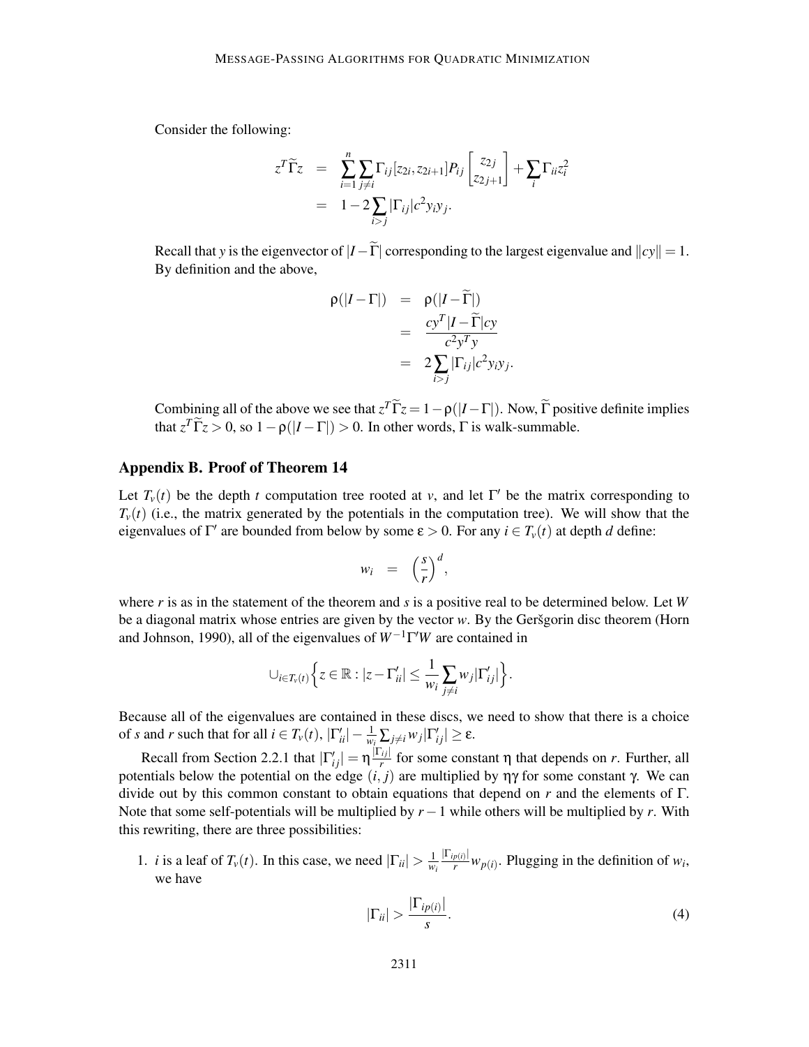Consider the following:

$$
\begin{aligned}
z^T \widetilde{\Gamma} z &= \sum_{i=1}^{n} \sum_{j \neq i} \Gamma_{ij} [z_{2i}, z_{2i+1}] P_{ij} \begin{bmatrix} z_{2j} \\ z_{2j+1} \end{bmatrix} + \sum_i \Gamma_{ii} z_i^2 \\
&= 1 - 2 \sum_{i>j} |\Gamma_{ij}| c^2 y_i y_j.
\end{aligned}
$$

Recall that $y$ is the eigenvector of $|I - \widetilde{\Gamma}|$ corresponding to the largest eigenvalue and $\|cy\| = 1$. By definition and the above,

$$
\begin{aligned}
\rho(|I - \Gamma|) &= \rho(|I - \widetilde{\Gamma}|) \\
&= \frac{cy^T |I - \widetilde{\Gamma}| cy}{c^2 y^T y} \\
&= 2 \sum_{i>j} |\Gamma_{ij}| c^2 y_i y_j.
\end{aligned}
$$

Combining all of the above we see that $z^T \widetilde{\Gamma} z = 1 - \rho(|I - \Gamma|)$. Now, $\widetilde{\Gamma}$ positive definite implies that $z^T \widetilde{\Gamma} z > 0$, so $1 - \rho(|I - \Gamma|) > 0$. In other words, $\Gamma$ is walk-summable.

## Appendix B. Proof of Theorem 14

Let $T_v(t)$ be the depth $t$ computation tree rooted at $v$, and let $\Gamma'$ be the matrix corresponding to $T_v(t)$ (i.e., the matrix generated by the potentials in the computation tree). We will show that the eigenvalues of $\Gamma'$ are bounded from below by some $\varepsilon > 0$. For any $i \in T_v(t)$ at depth $d$ define:

$$
w_i = \left(\frac{s}{r}\right)^d,
$$

where $r$ is as in the statement of the theorem and $s$ is a positive real to be determined below. Let $W$ be a diagonal matrix whose entries are given by the vector $w$. By the Geršgorin disc theorem (Horn and Johnson, 1990), all of the eigenvalues of $W^{-1}\Gamma' W$ are contained in

$$
\cup_{i \in T_v(t)} \Big\{ z \in \mathbb{R} : |z - \Gamma'_{ii}| \leq \frac{1}{w_i} \sum_{j \neq i} w_j |\Gamma'_{ij}| \Big\}.
$$

Because all of the eigenvalues are contained in these discs, we need to show that there is a choice of $s$ and $r$ such that for all $i \in T_v(t)$, $|\Gamma'_{ii}| - \frac{1}{w_i} \sum_{j \neq i} w_j |\Gamma'_{ij}| \geq \varepsilon$.

Recall from Section 2.2.1 that $|\Gamma'_{ij}| = \eta \frac{|\Gamma_{ij}|}{r}$ for some constant $\eta$ that depends on $r$. Further, all potentials below the potential on the edge $(i, j)$ are multiplied by $\eta\gamma$ for some constant $\gamma$. We can divide out by this common constant to obtain equations that depend on $r$ and the elements of $\Gamma$. Note that some self-potentials will be multiplied by $r - 1$ while others will be multiplied by $r$. With this rewriting, there are three possibilities:

1. $i$ is a leaf of $T_v(t)$. In this case, we need $|\Gamma_{ii}| > \frac{1}{w_i} \frac{|\Gamma_{ip(i)}|}{r} w_{p(i)}$. Plugging in the definition of $w_i$, we have

$$
|\Gamma_{ii}| > \frac{|\Gamma_{ip(i)}|}{s}. \tag{4}
$$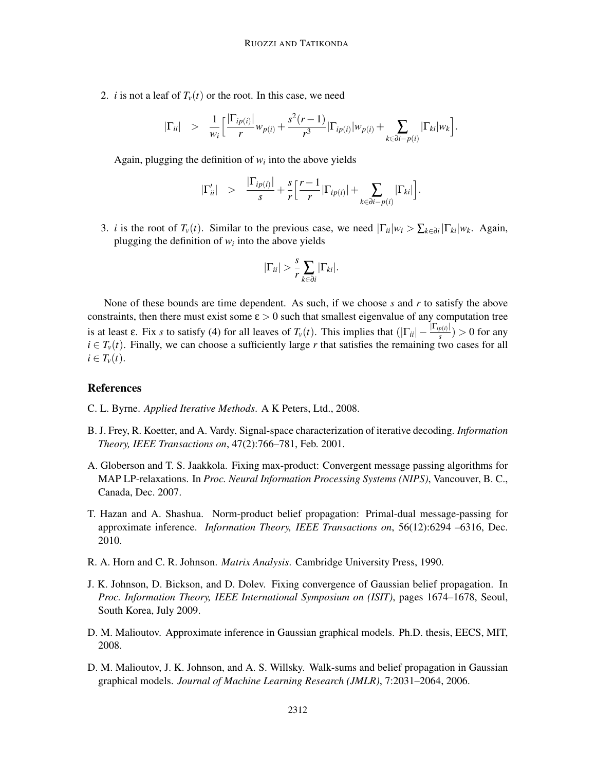2. $i$ is not a leaf of $T_v(t)$ or the root. In this case, we need

$$|\Gamma_{ii}| \quad > \quad \frac{1}{w_i}\Big[\frac{|\Gamma_{ip(i)}|}{r}w_{p(i)} + \frac{s^2(r-1)}{r^3}|\Gamma_{ip(i)}|w_{p(i)} + \sum_{k\in\partial i - p(i)}|\Gamma_{ki}|w_k\Big].$$

   Again, plugging the definition of $w_i$ into the above yields

$$|\Gamma'_{ii}| \quad > \quad \frac{|\Gamma_{ip(i)}|}{s} + \frac{s}{r}\Big[\frac{r-1}{r}|\Gamma_{ip(i)}| + \sum_{k\in\partial i - p(i)}|\Gamma_{ki}|\Big].$$

3. $i$ is the root of $T_v(t)$. Similar to the previous case, we need $|\Gamma_{ii}|w_i > \sum_{k\in\partial i}|\Gamma_{ki}|w_k$. Again, plugging the definition of $w_i$ into the above yields

$$|\Gamma_{ii}| > \frac{s}{r}\sum_{k\in\partial i}|\Gamma_{ki}|.$$

None of these bounds are time dependent. As such, if we choose $s$ and $r$ to satisfy the above constraints, then there must exist some $\varepsilon > 0$ such that smallest eigenvalue of any computation tree is at least $\varepsilon$. Fix $s$ to satisfy (4) for all leaves of $T_v(t)$. This implies that $(|\Gamma_{ii}| - \frac{|\Gamma_{ip(i)}|}{s}) > 0$ for any $i \in T_v(t)$. Finally, we can choose a sufficiently large $r$ that satisfies the remaining two cases for all $i \in T_v(t)$.

## References

C. L. Byrne. *Applied Iterative Methods*. A K Peters, Ltd., 2008.

B. J. Frey, R. Koetter, and A. Vardy. Signal-space characterization of iterative decoding. *Information Theory, IEEE Transactions on*, 47(2):766–781, Feb. 2001.

A. Globerson and T. S. Jaakkola. Fixing max-product: Convergent message passing algorithms for MAP LP-relaxations. In *Proc. Neural Information Processing Systems (NIPS)*, Vancouver, B. C., Canada, Dec. 2007.

T. Hazan and A. Shashua. Norm-product belief propagation: Primal-dual message-passing for approximate inference. *Information Theory, IEEE Transactions on*, 56(12):6294 –6316, Dec. 2010.

R. A. Horn and C. R. Johnson. *Matrix Analysis*. Cambridge University Press, 1990.

J. K. Johnson, D. Bickson, and D. Dolev. Fixing convergence of Gaussian belief propagation. In *Proc. Information Theory, IEEE International Symposium on (ISIT)*, pages 1674–1678, Seoul, South Korea, July 2009.

D. M. Malioutov. Approximate inference in Gaussian graphical models. Ph.D. thesis, EECS, MIT, 2008.

D. M. Malioutov, J. K. Johnson, and A. S. Willsky. Walk-sums and belief propagation in Gaussian graphical models. *Journal of Machine Learning Research (JMLR)*, 7:2031–2064, 2006.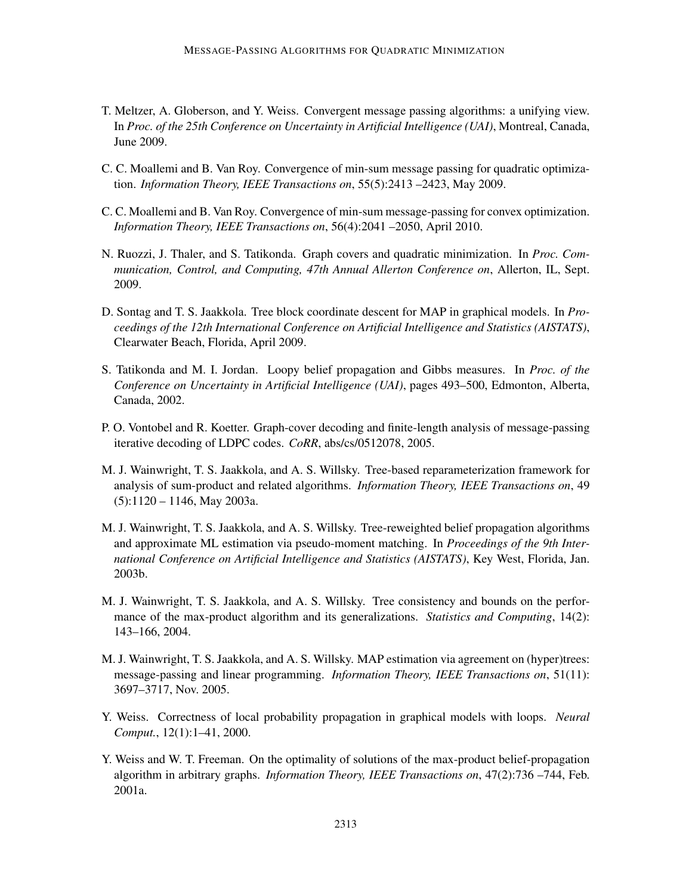T. Meltzer, A. Globerson, and Y. Weiss. Convergent message passing algorithms: a unifying view. In *Proc. of the 25th Conference on Uncertainty in Artificial Intelligence (UAI)*, Montreal, Canada, June 2009.

C. C. Moallemi and B. Van Roy. Convergence of min-sum message passing for quadratic optimization. *Information Theory, IEEE Transactions on*, 55(5):2413 –2423, May 2009.

C. C. Moallemi and B. Van Roy. Convergence of min-sum message-passing for convex optimization. *Information Theory, IEEE Transactions on*, 56(4):2041 –2050, April 2010.

N. Ruozzi, J. Thaler, and S. Tatikonda. Graph covers and quadratic minimization. In *Proc. Communication, Control, and Computing, 47th Annual Allerton Conference on*, Allerton, IL, Sept. 2009.

D. Sontag and T. S. Jaakkola. Tree block coordinate descent for MAP in graphical models. In *Proceedings of the 12th International Conference on Artificial Intelligence and Statistics (AISTATS)*, Clearwater Beach, Florida, April 2009.

S. Tatikonda and M. I. Jordan. Loopy belief propagation and Gibbs measures. In *Proc. of the Conference on Uncertainty in Artificial Intelligence (UAI)*, pages 493–500, Edmonton, Alberta, Canada, 2002.

P. O. Vontobel and R. Koetter. Graph-cover decoding and finite-length analysis of message-passing iterative decoding of LDPC codes. *CoRR*, abs/cs/0512078, 2005.

M. J. Wainwright, T. S. Jaakkola, and A. S. Willsky. Tree-based reparameterization framework for analysis of sum-product and related algorithms. *Information Theory, IEEE Transactions on*, 49 (5):1120 – 1146, May 2003a.

M. J. Wainwright, T. S. Jaakkola, and A. S. Willsky. Tree-reweighted belief propagation algorithms and approximate ML estimation via pseudo-moment matching. In *Proceedings of the 9th International Conference on Artificial Intelligence and Statistics (AISTATS)*, Key West, Florida, Jan. 2003b.

M. J. Wainwright, T. S. Jaakkola, and A. S. Willsky. Tree consistency and bounds on the performance of the max-product algorithm and its generalizations. *Statistics and Computing*, 14(2): 143–166, 2004.

M. J. Wainwright, T. S. Jaakkola, and A. S. Willsky. MAP estimation via agreement on (hyper)trees: message-passing and linear programming. *Information Theory, IEEE Transactions on*, 51(11): 3697–3717, Nov. 2005.

Y. Weiss. Correctness of local probability propagation in graphical models with loops. *Neural Comput.*, 12(1):1–41, 2000.

Y. Weiss and W. T. Freeman. On the optimality of solutions of the max-product belief-propagation algorithm in arbitrary graphs. *Information Theory, IEEE Transactions on*, 47(2):736 –744, Feb. 2001a.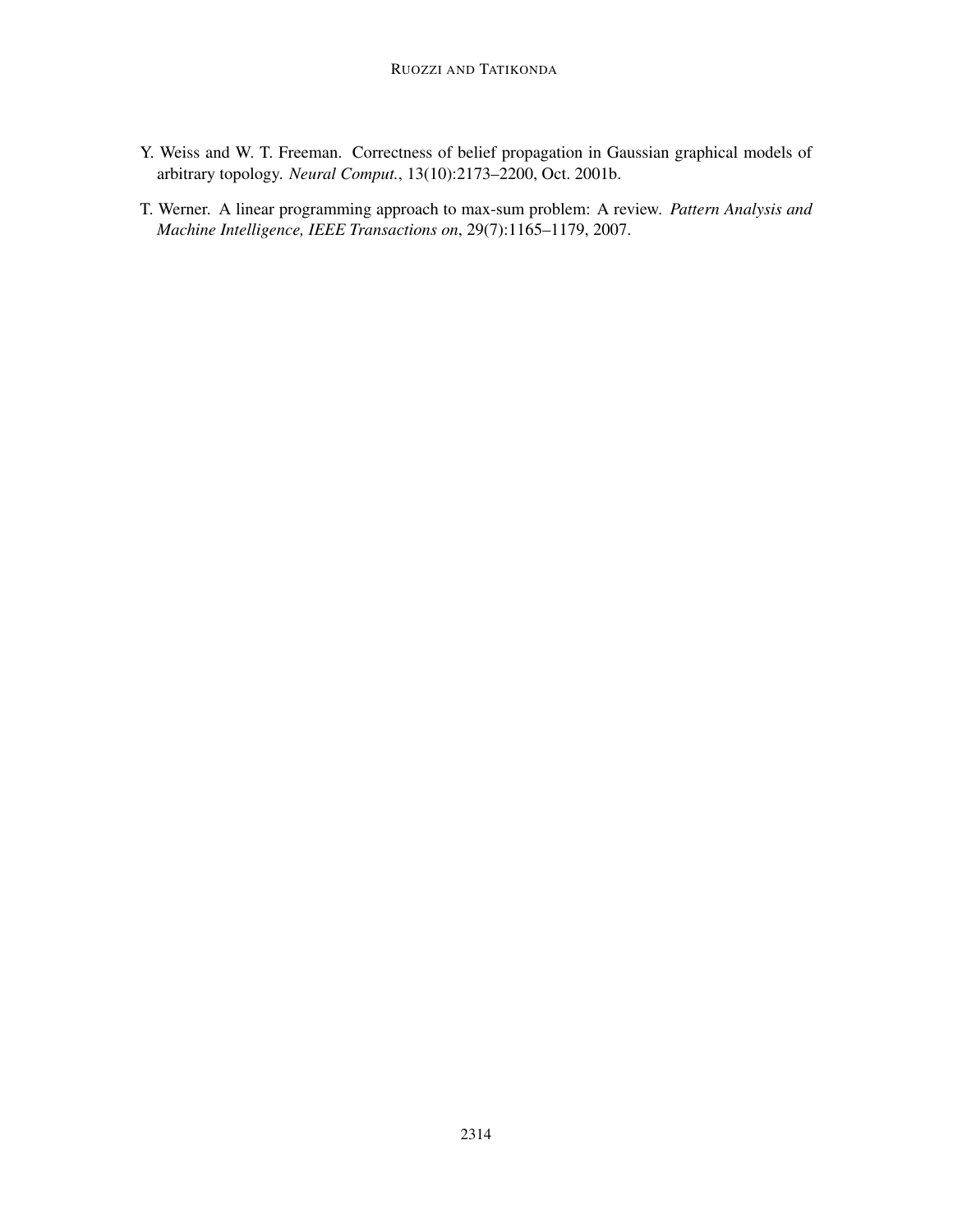Y. Weiss and W. T. Freeman. Correctness of belief propagation in Gaussian graphical models of arbitrary topology. *Neural Comput.*, 13(10):2173–2200, Oct. 2001b.

T. Werner. A linear programming approach to max-sum problem: A review. *Pattern Analysis and Machine Intelligence, IEEE Transactions on*, 29(7):1165–1179, 2007.